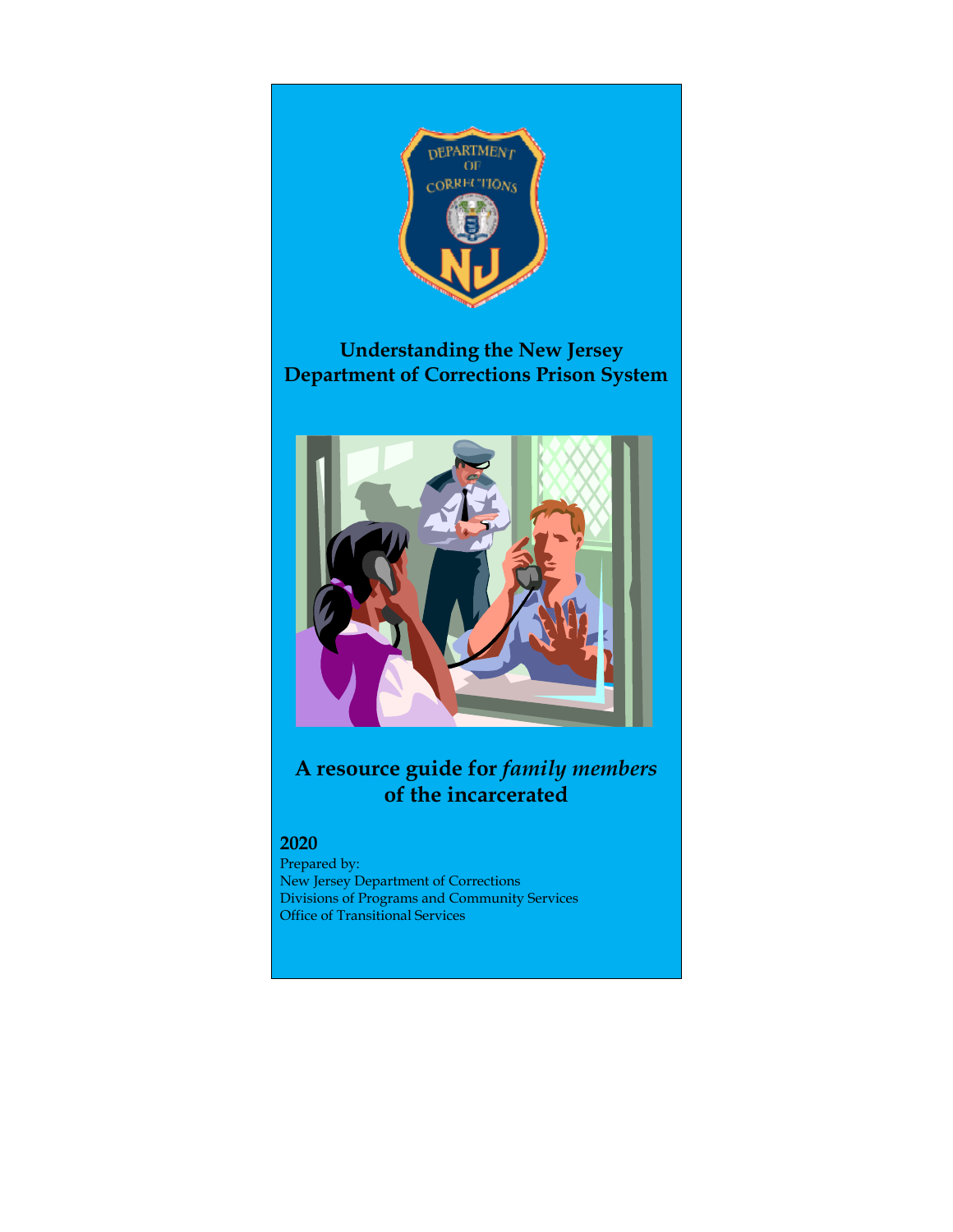# Understanding the New Jersey Department of Corrections Prison System

## A resource guide for *family members* of the incarcerated

**2020**

Prepared by:
New Jersey Department of Corrections
Divisions of Programs and Community Services
Office of Transitional Services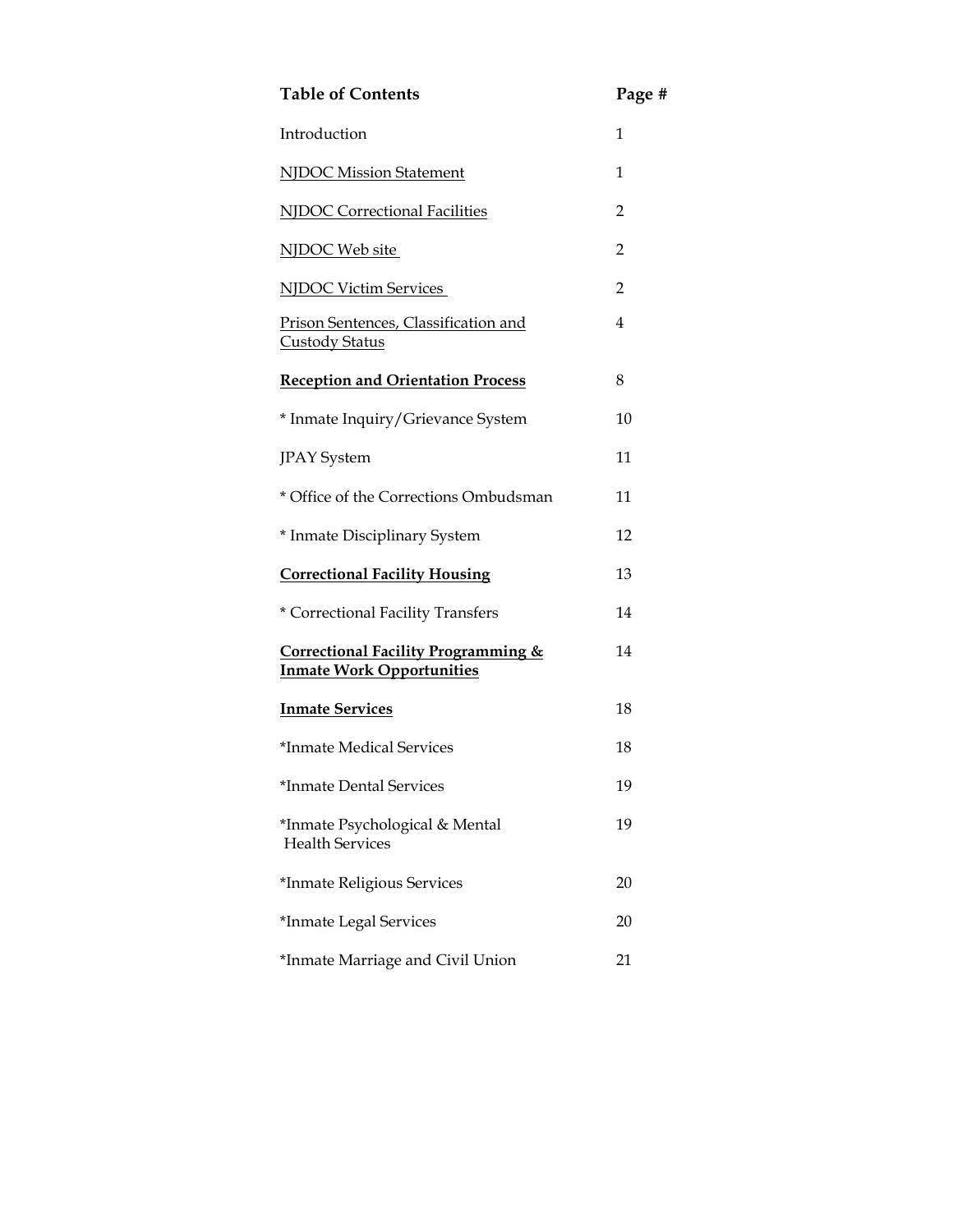| Table of Contents | Page # |
|---|---|
| Introduction | 1 |
| NJDOC Mission Statement | 1 |
| NJDOC Correctional Facilities | 2 |
| NJDOC Web site | 2 |
| NJDOC Victim Services | 2 |
| Prison Sentences, Classification and Custody Status | 4 |
| **Reception and Orientation Process** | 8 |
| * Inmate Inquiry/Grievance System | 10 |
| JPAY System | 11 |
| * Office of the Corrections Ombudsman | 11 |
| * Inmate Disciplinary System | 12 |
| **Correctional Facility Housing** | 13 |
| * Correctional Facility Transfers | 14 |
| **Correctional Facility Programming & Inmate Work Opportunities** | 14 |
| **Inmate Services** | 18 |
| *Inmate Medical Services | 18 |
| *Inmate Dental Services | 19 |
| *Inmate Psychological & Mental Health Services | 19 |
| *Inmate Religious Services | 20 |
| *Inmate Legal Services | 20 |
| *Inmate Marriage and Civil Union | 21 |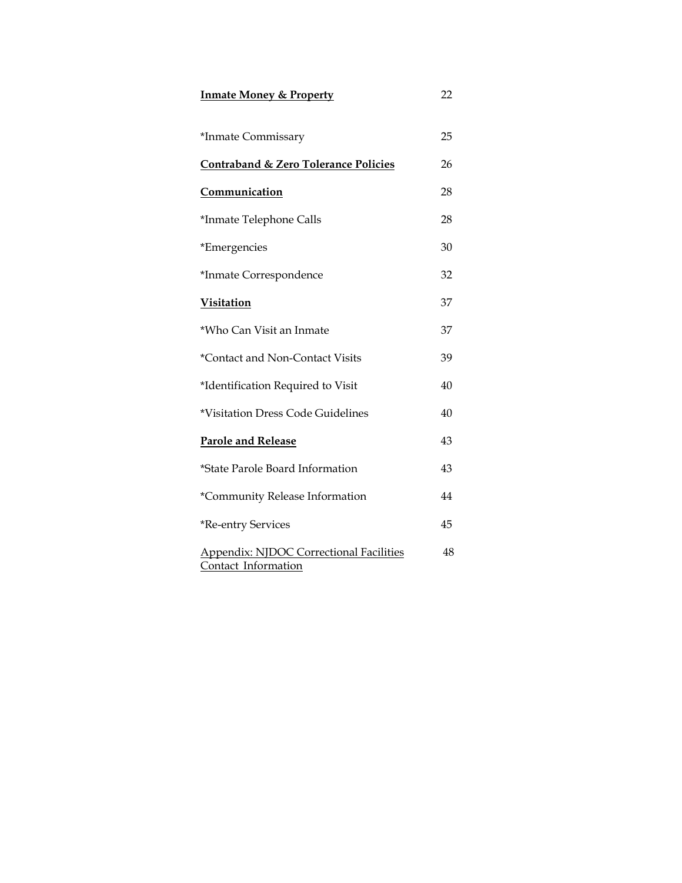| | |
|---|---|
| **Inmate Money & Property** | 22 |
| *Inmate Commissary | 25 |
| **Contraband & Zero Tolerance Policies** | 26 |
| **Communication** | 28 |
| *Inmate Telephone Calls | 28 |
| *Emergencies | 30 |
| *Inmate Correspondence | 32 |
| **Visitation** | 37 |
| *Who Can Visit an Inmate | 37 |
| *Contact and Non-Contact Visits | 39 |
| *Identification Required to Visit | 40 |
| *Visitation Dress Code Guidelines | 40 |
| **Parole and Release** | 43 |
| *State Parole Board Information | 43 |
| *Community Release Information | 44 |
| *Re-entry Services | 45 |
| Appendix: NJDOC Correctional Facilities Contact Information | 48 |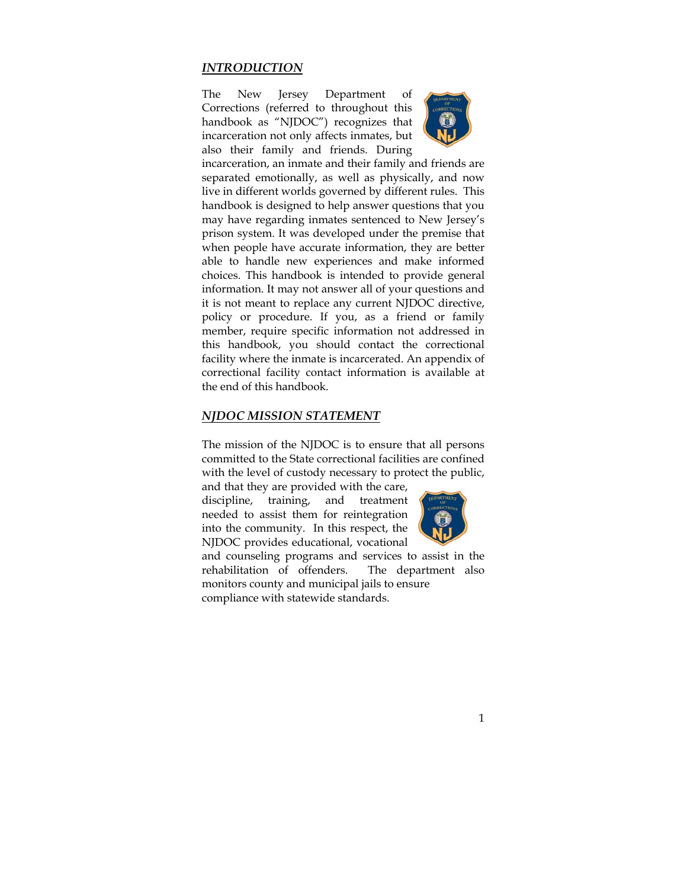## *INTRODUCTION*

The New Jersey Department of Corrections (referred to throughout this handbook as "NJDOC") recognizes that incarceration not only affects inmates, but also their family and friends. During incarceration, an inmate and their family and friends are separated emotionally, as well as physically, and now live in different worlds governed by different rules. This handbook is designed to help answer questions that you may have regarding inmates sentenced to New Jersey's prison system. It was developed under the premise that when people have accurate information, they are better able to handle new experiences and make informed choices. This handbook is intended to provide general information. It may not answer all of your questions and it is not meant to replace any current NJDOC directive, policy or procedure. If you, as a friend or family member, require specific information not addressed in this handbook, you should contact the correctional facility where the inmate is incarcerated. An appendix of correctional facility contact information is available at the end of this handbook.

## *NJDOC MISSION STATEMENT*

The mission of the NJDOC is to ensure that all persons committed to the State correctional facilities are confined with the level of custody necessary to protect the public, and that they are provided with the care, discipline, training, and treatment needed to assist them for reintegration into the community. In this respect, the NJDOC provides educational, vocational and counseling programs and services to assist in the rehabilitation of offenders. The department also monitors county and municipal jails to ensure compliance with statewide standards.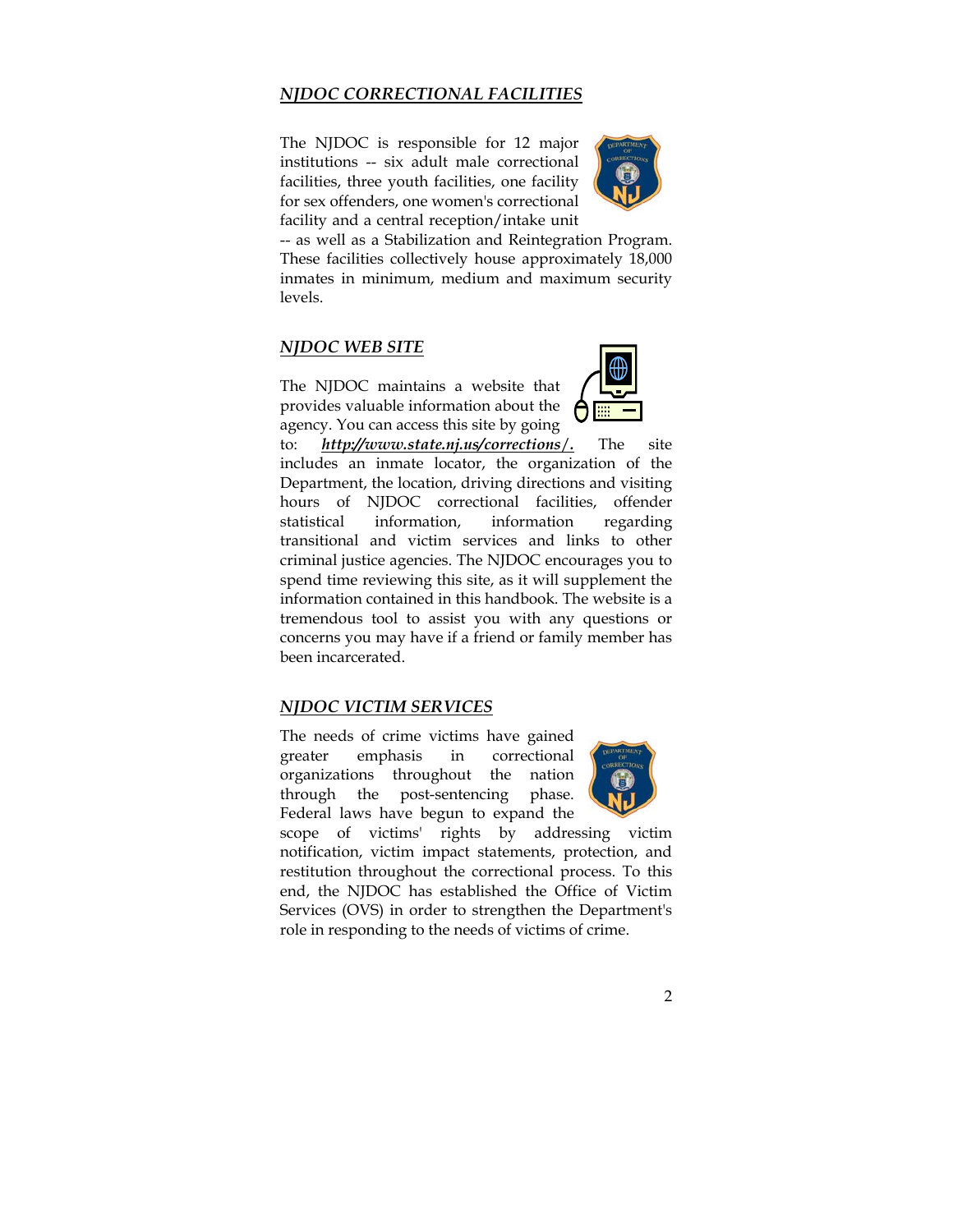## *NJDOC CORRECTIONAL FACILITIES*

The NJDOC is responsible for 12 major institutions -- six adult male correctional facilities, three youth facilities, one facility for sex offenders, one women's correctional facility and a central reception/intake unit -- as well as a Stabilization and Reintegration Program. These facilities collectively house approximately 18,000 inmates in minimum, medium and maximum security levels.

## *NJDOC WEB SITE*

The NJDOC maintains a website that provides valuable information about the agency. You can access this site by going to: ***http://www.state.nj.us/corrections/.*** The site includes an inmate locator, the organization of the Department, the location, driving directions and visiting hours of NJDOC correctional facilities, offender statistical information, information regarding transitional and victim services and links to other criminal justice agencies. The NJDOC encourages you to spend time reviewing this site, as it will supplement the information contained in this handbook. The website is a tremendous tool to assist you with any questions or concerns you may have if a friend or family member has been incarcerated.

## *NJDOC VICTIM SERVICES*

The needs of crime victims have gained greater emphasis in correctional organizations throughout the nation through the post-sentencing phase. Federal laws have begun to expand the scope of victims' rights by addressing victim notification, victim impact statements, protection, and restitution throughout the correctional process. To this end, the NJDOC has established the Office of Victim Services (OVS) in order to strengthen the Department's role in responding to the needs of victims of crime.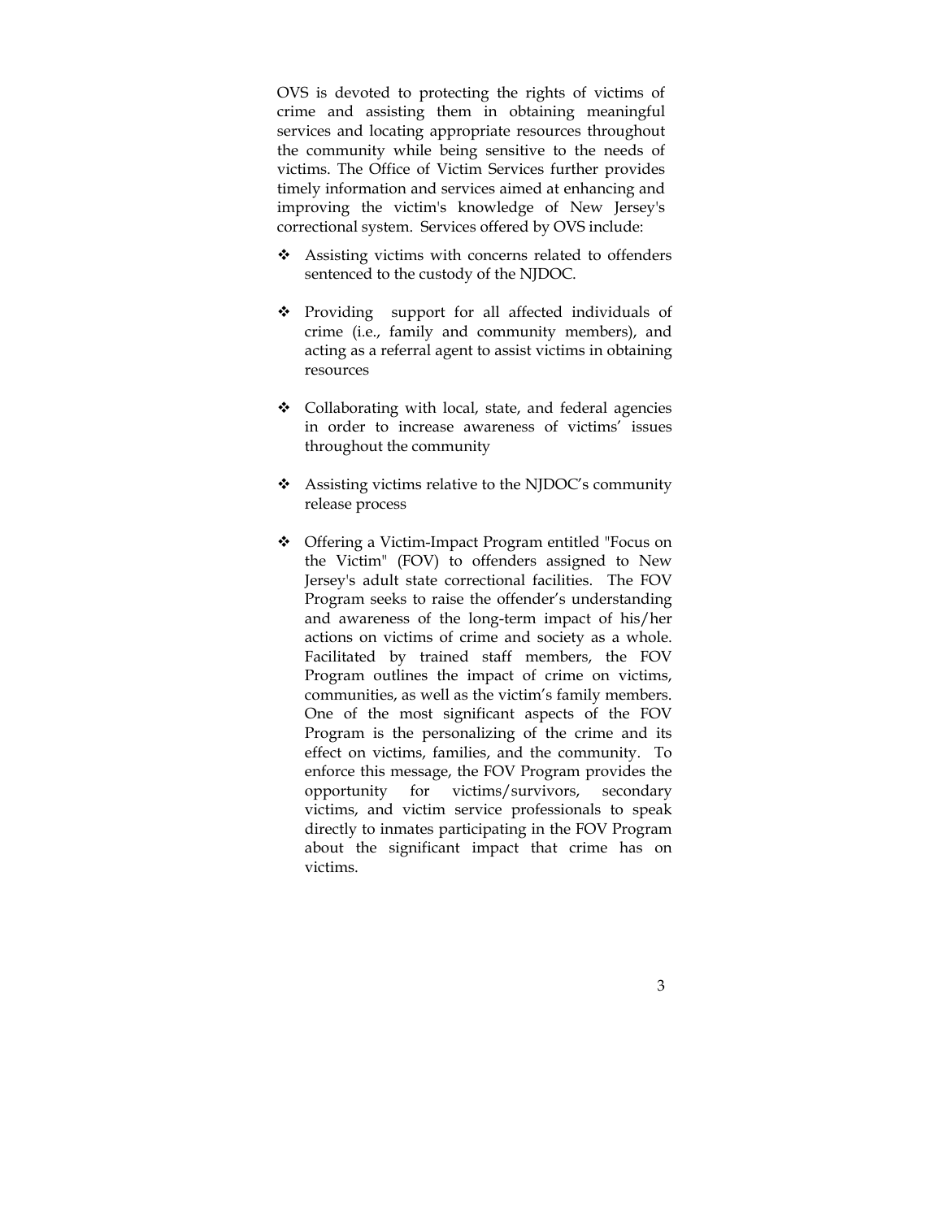OVS is devoted to protecting the rights of victims of crime and assisting them in obtaining meaningful services and locating appropriate resources throughout the community while being sensitive to the needs of victims. The Office of Victim Services further provides timely information and services aimed at enhancing and improving the victim's knowledge of New Jersey's correctional system. Services offered by OVS include:

- Assisting victims with concerns related to offenders sentenced to the custody of the NJDOC.

- Providing support for all affected individuals of crime (i.e., family and community members), and acting as a referral agent to assist victims in obtaining resources

- Collaborating with local, state, and federal agencies in order to increase awareness of victims' issues throughout the community

- Assisting victims relative to the NJDOC's community release process

- Offering a Victim-Impact Program entitled "Focus on the Victim" (FOV) to offenders assigned to New Jersey's adult state correctional facilities. The FOV Program seeks to raise the offender's understanding and awareness of the long-term impact of his/her actions on victims of crime and society as a whole. Facilitated by trained staff members, the FOV Program outlines the impact of crime on victims, communities, as well as the victim's family members. One of the most significant aspects of the FOV Program is the personalizing of the crime and its effect on victims, families, and the community. To enforce this message, the FOV Program provides the opportunity for victims/survivors, secondary victims, and victim service professionals to speak directly to inmates participating in the FOV Program about the significant impact that crime has on victims.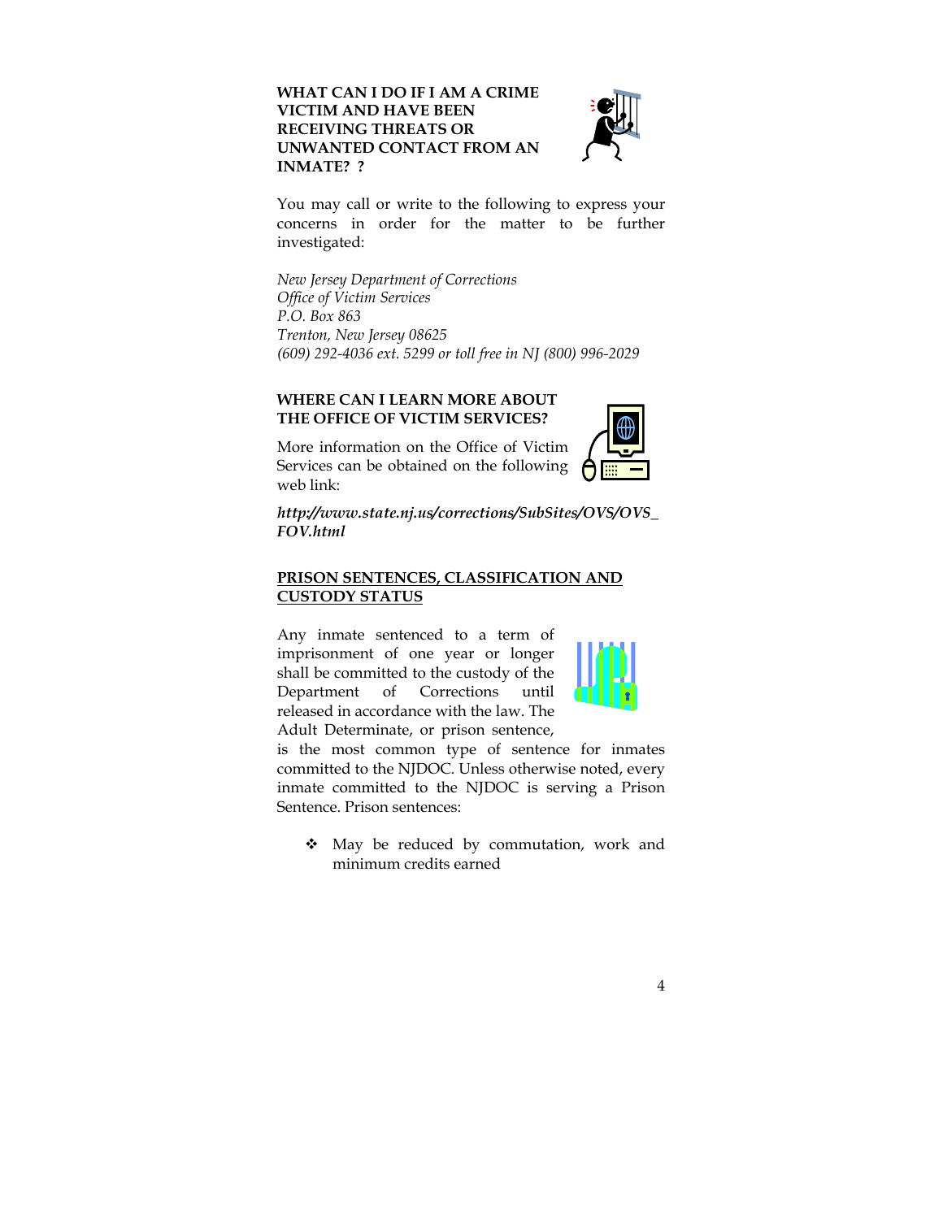**WHAT CAN I DO IF I AM A CRIME VICTIM AND HAVE BEEN RECEIVING THREATS OR UNWANTED CONTACT FROM AN INMATE? ?**

You may call or write to the following to express your concerns in order for the matter to be further investigated:

*New Jersey Department of Corrections*
*Office of Victim Services*
*P.O. Box 863*
*Trenton, New Jersey 08625*
*(609) 292-4036 ext. 5299 or toll free in NJ (800) 996-2029*

**WHERE CAN I LEARN MORE ABOUT THE OFFICE OF VICTIM SERVICES?**

More information on the Office of Victim Services can be obtained on the following web link:

***http://www.state.nj.us/corrections/SubSites/OVS/OVS_FOV.html***

**PRISON SENTENCES, CLASSIFICATION AND CUSTODY STATUS**

Any inmate sentenced to a term of imprisonment of one year or longer shall be committed to the custody of the Department of Corrections until released in accordance with the law. The Adult Determinate, or prison sentence, is the most common type of sentence for inmates committed to the NJDOC. Unless otherwise noted, every inmate committed to the NJDOC is serving a Prison Sentence. Prison sentences:

- May be reduced by commutation, work and minimum credits earned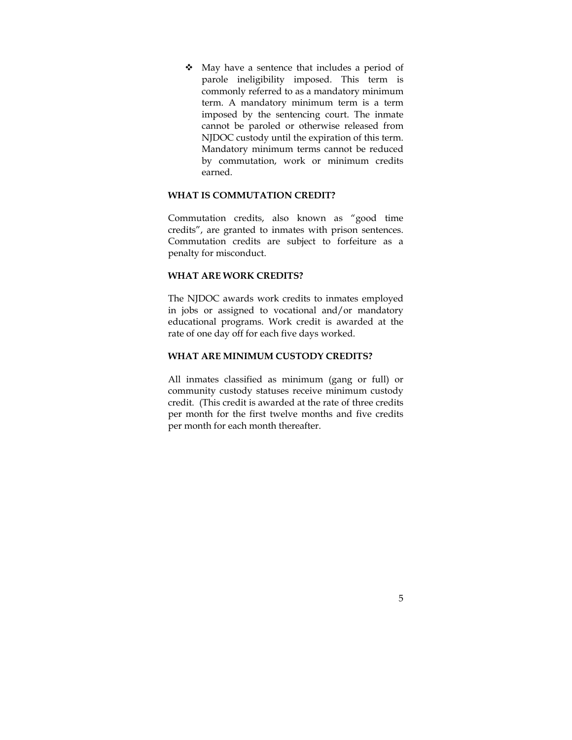- May have a sentence that includes a period of parole ineligibility imposed. This term is commonly referred to as a mandatory minimum term. A mandatory minimum term is a term imposed by the sentencing court. The inmate cannot be paroled or otherwise released from NJDOC custody until the expiration of this term. Mandatory minimum terms cannot be reduced by commutation, work or minimum credits earned.

### WHAT IS COMMUTATION CREDIT?

Commutation credits, also known as "good time credits", are granted to inmates with prison sentences. Commutation credits are subject to forfeiture as a penalty for misconduct.

### WHAT ARE WORK CREDITS?

The NJDOC awards work credits to inmates employed in jobs or assigned to vocational and/or mandatory educational programs. Work credit is awarded at the rate of one day off for each five days worked.

### WHAT ARE MINIMUM CUSTODY CREDITS?

All inmates classified as minimum (gang or full) or community custody statuses receive minimum custody credit. (This credit is awarded at the rate of three credits per month for the first twelve months and five credits per month for each month thereafter.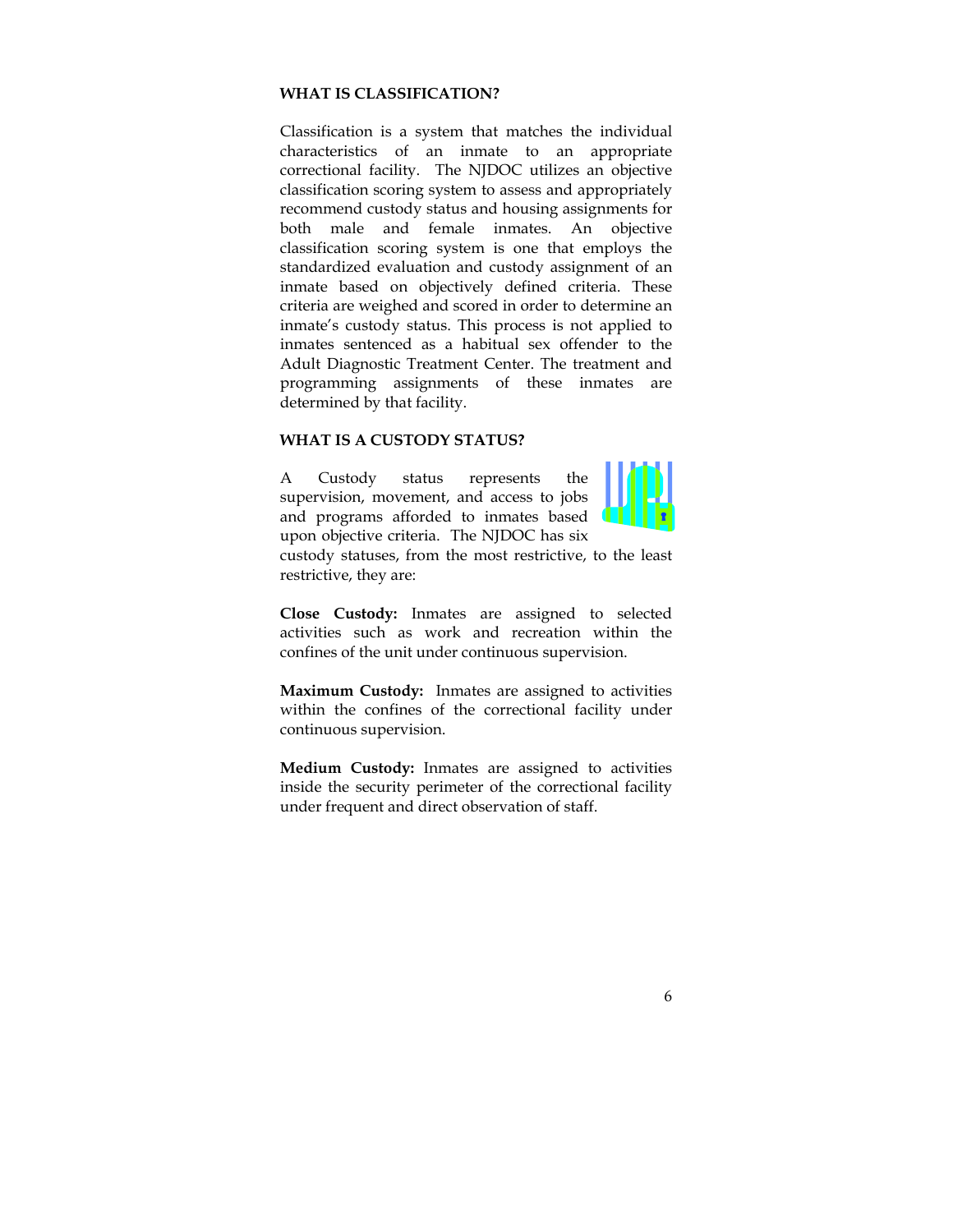## WHAT IS CLASSIFICATION?

Classification is a system that matches the individual characteristics of an inmate to an appropriate correctional facility. The NJDOC utilizes an objective classification scoring system to assess and appropriately recommend custody status and housing assignments for both male and female inmates. An objective classification scoring system is one that employs the standardized evaluation and custody assignment of an inmate based on objectively defined criteria. These criteria are weighed and scored in order to determine an inmate's custody status. This process is not applied to inmates sentenced as a habitual sex offender to the Adult Diagnostic Treatment Center. The treatment and programming assignments of these inmates are determined by that facility.

## WHAT IS A CUSTODY STATUS?

A Custody status represents the supervision, movement, and access to jobs and programs afforded to inmates based upon objective criteria. The NJDOC has six custody statuses, from the most restrictive, to the least restrictive, they are:

**Close Custody:** Inmates are assigned to selected activities such as work and recreation within the confines of the unit under continuous supervision.

**Maximum Custody:** Inmates are assigned to activities within the confines of the correctional facility under continuous supervision.

**Medium Custody:** Inmates are assigned to activities inside the security perimeter of the correctional facility under frequent and direct observation of staff.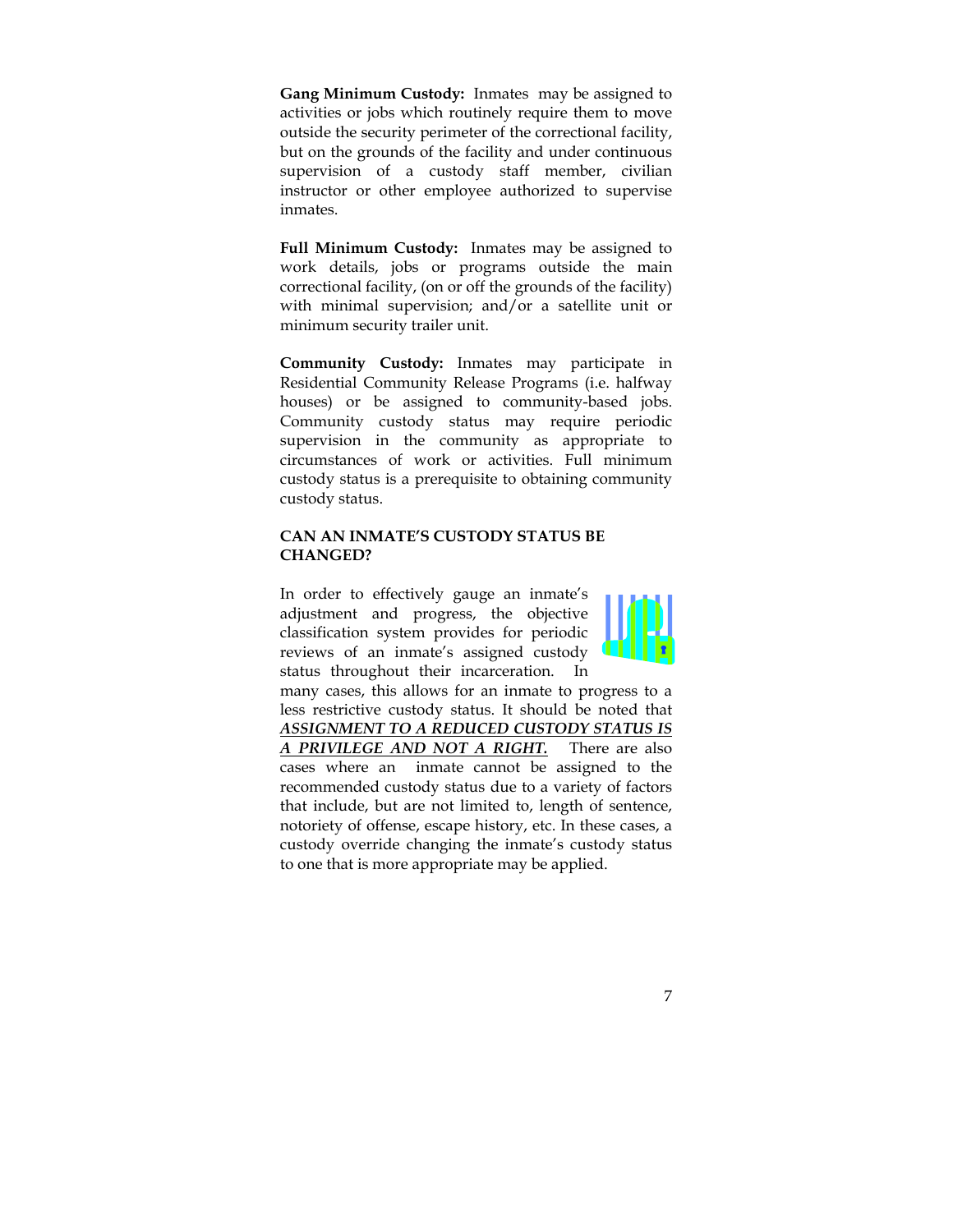**Gang Minimum Custody:** Inmates may be assigned to activities or jobs which routinely require them to move outside the security perimeter of the correctional facility, but on the grounds of the facility and under continuous supervision of a custody staff member, civilian instructor or other employee authorized to supervise inmates.

**Full Minimum Custody:** Inmates may be assigned to work details, jobs or programs outside the main correctional facility, (on or off the grounds of the facility) with minimal supervision; and/or a satellite unit or minimum security trailer unit.

**Community Custody:** Inmates may participate in Residential Community Release Programs (i.e. halfway houses) or be assigned to community-based jobs. Community custody status may require periodic supervision in the community as appropriate to circumstances of work or activities. Full minimum custody status is a prerequisite to obtaining community custody status.

**CAN AN INMATE'S CUSTODY STATUS BE CHANGED?**

In order to effectively gauge an inmate's adjustment and progress, the objective classification system provides for periodic reviews of an inmate's assigned custody status throughout their incarceration. In many cases, this allows for an inmate to progress to a less restrictive custody status. It should be noted that ***ASSIGNMENT TO A REDUCED CUSTODY STATUS IS A PRIVILEGE AND NOT A RIGHT.*** There are also cases where an inmate cannot be assigned to the recommended custody status due to a variety of factors that include, but are not limited to, length of sentence, notoriety of offense, escape history, etc. In these cases, a custody override changing the inmate's custody status to one that is more appropriate may be applied.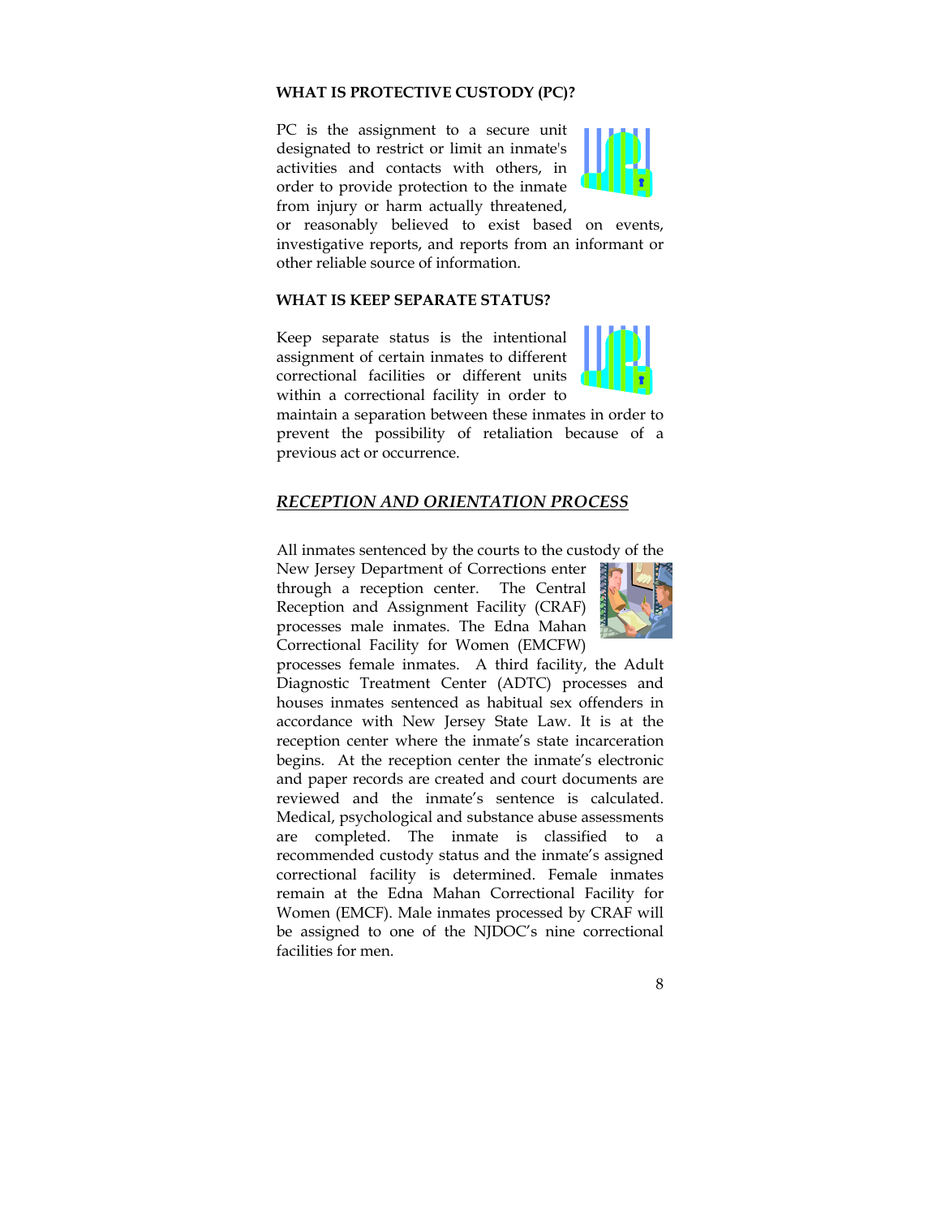**WHAT IS PROTECTIVE CUSTODY (PC)?**

PC is the assignment to a secure unit designated to restrict or limit an inmate's activities and contacts with others, in order to provide protection to the inmate from injury or harm actually threatened, or reasonably believed to exist based on events, investigative reports, and reports from an informant or other reliable source of information.

**WHAT IS KEEP SEPARATE STATUS?**

Keep separate status is the intentional assignment of certain inmates to different correctional facilities or different units within a correctional facility in order to maintain a separation between these inmates in order to prevent the possibility of retaliation because of a previous act or occurrence.

## ***RECEPTION AND ORIENTATION PROCESS***

All inmates sentenced by the courts to the custody of the New Jersey Department of Corrections enter through a reception center. The Central Reception and Assignment Facility (CRAF) processes male inmates. The Edna Mahan Correctional Facility for Women (EMCFW) processes female inmates. A third facility, the Adult Diagnostic Treatment Center (ADTC) processes and houses inmates sentenced as habitual sex offenders in accordance with New Jersey State Law. It is at the reception center where the inmate's state incarceration begins. At the reception center the inmate's electronic and paper records are created and court documents are reviewed and the inmate's sentence is calculated. Medical, psychological and substance abuse assessments are completed. The inmate is classified to a recommended custody status and the inmate's assigned correctional facility is determined. Female inmates remain at the Edna Mahan Correctional Facility for Women (EMCF). Male inmates processed by CRAF will be assigned to one of the NJDOC's nine correctional facilities for men.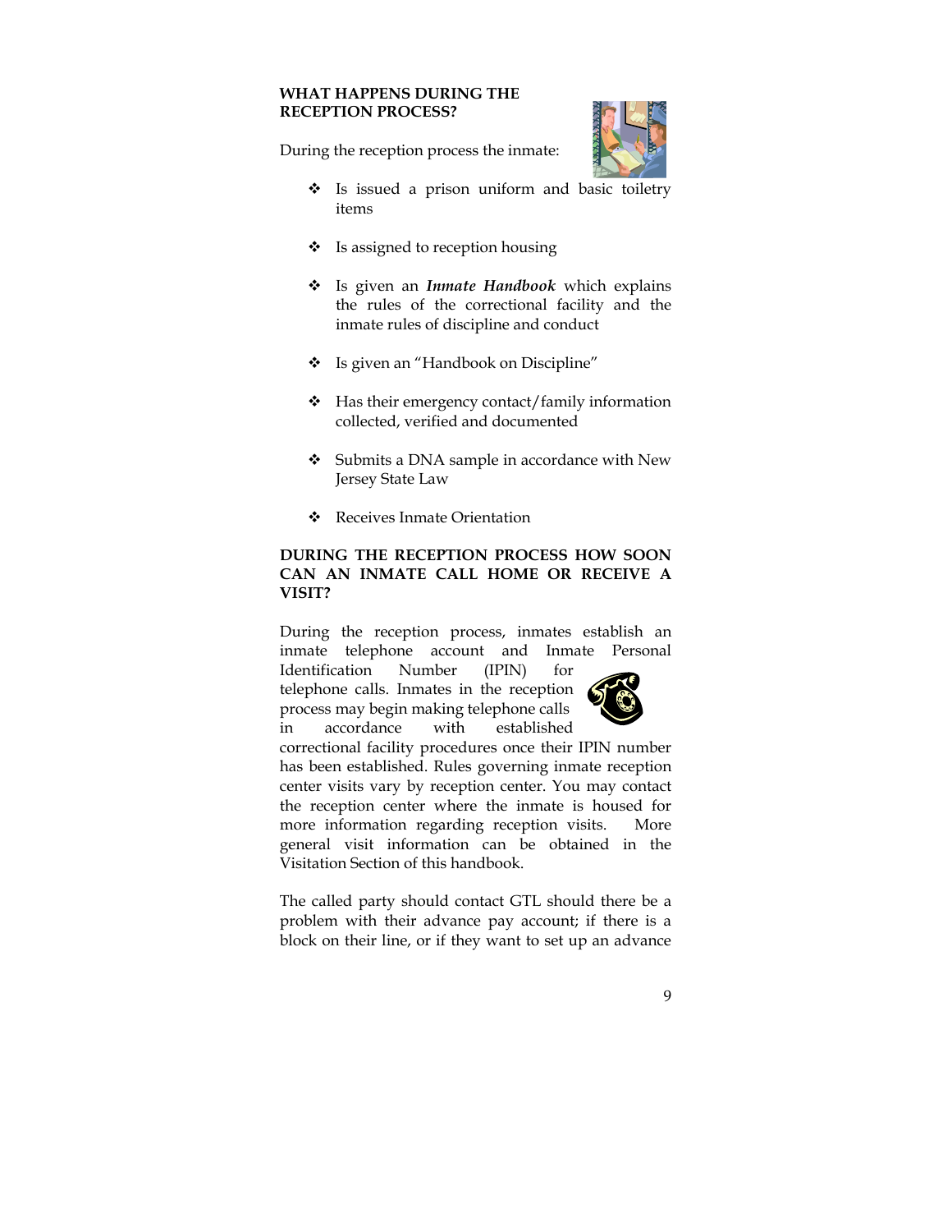### WHAT HAPPENS DURING THE RECEPTION PROCESS?

During the reception process the inmate:

- Is issued a prison uniform and basic toiletry items
- Is assigned to reception housing
- Is given an ***Inmate Handbook*** which explains the rules of the correctional facility and the inmate rules of discipline and conduct
- Is given an "Handbook on Discipline"
- Has their emergency contact/family information collected, verified and documented
- Submits a DNA sample in accordance with New Jersey State Law
- Receives Inmate Orientation

### DURING THE RECEPTION PROCESS HOW SOON CAN AN INMATE CALL HOME OR RECEIVE A VISIT?

During the reception process, inmates establish an inmate telephone account and Inmate Personal Identification Number (IPIN) for telephone calls. Inmates in the reception process may begin making telephone calls in accordance with established correctional facility procedures once their IPIN number has been established. Rules governing inmate reception center visits vary by reception center. You may contact the reception center where the inmate is housed for more information regarding reception visits. More general visit information can be obtained in the Visitation Section of this handbook.

The called party should contact GTL should there be a problem with their advance pay account; if there is a block on their line, or if they want to set up an advance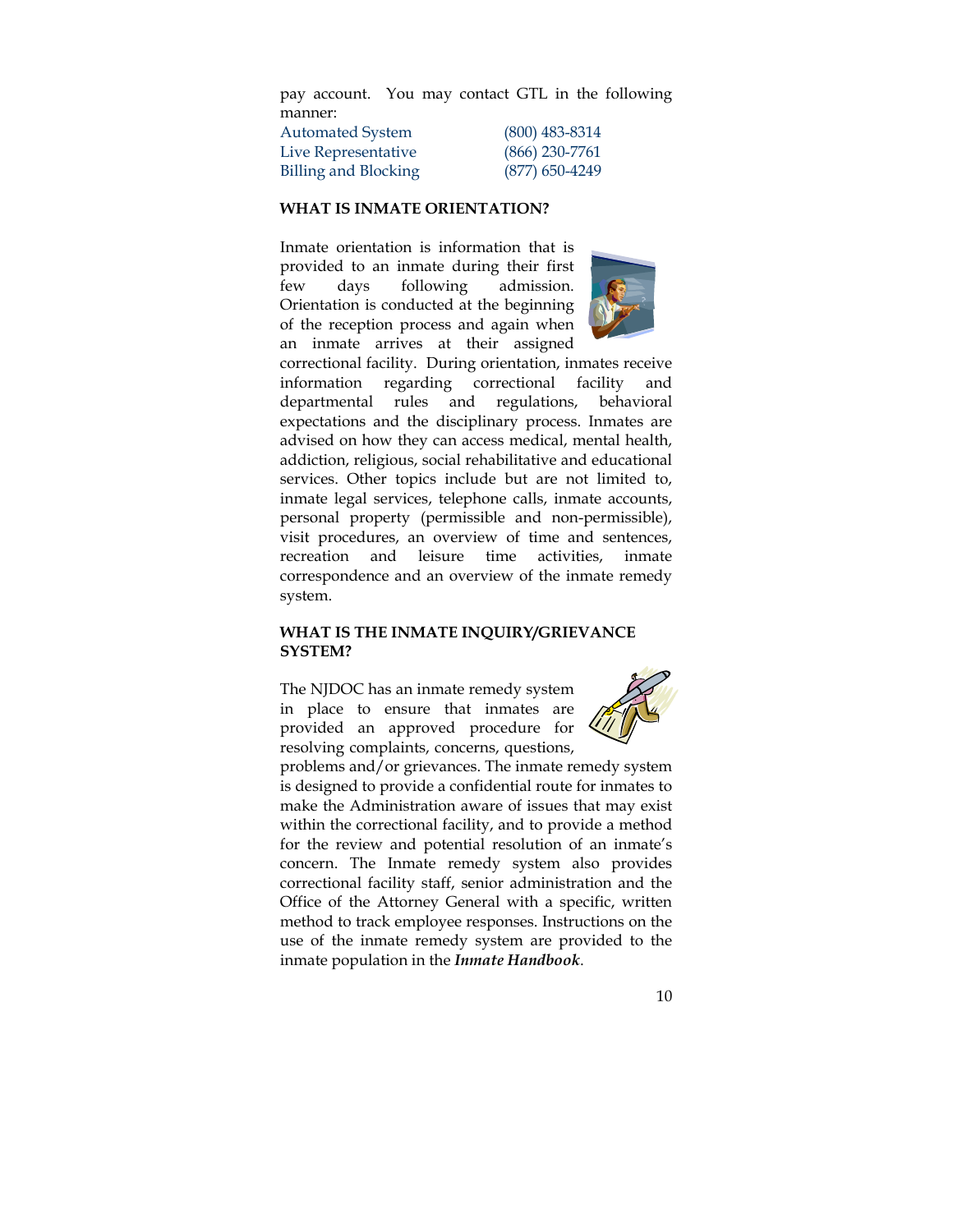pay account. You may contact GTL in the following manner:

| | |
|---|---|
| Automated System | (800) 483-8314 |
| Live Representative | (866) 230-7761 |
| Billing and Blocking | (877) 650-4249 |

**WHAT IS INMATE ORIENTATION?**

Inmate orientation is information that is provided to an inmate during their first few days following admission. Orientation is conducted at the beginning of the reception process and again when an inmate arrives at their assigned correctional facility. During orientation, inmates receive information regarding correctional facility and departmental rules and regulations, behavioral expectations and the disciplinary process. Inmates are advised on how they can access medical, mental health, addiction, religious, social rehabilitative and educational services. Other topics include but are not limited to, inmate legal services, telephone calls, inmate accounts, personal property (permissible and non-permissible), visit procedures, an overview of time and sentences, recreation and leisure time activities, inmate correspondence and an overview of the inmate remedy system.

**WHAT IS THE INMATE INQUIRY/GRIEVANCE SYSTEM?**

The NJDOC has an inmate remedy system in place to ensure that inmates are provided an approved procedure for resolving complaints, concerns, questions, problems and/or grievances. The inmate remedy system is designed to provide a confidential route for inmates to make the Administration aware of issues that may exist within the correctional facility, and to provide a method for the review and potential resolution of an inmate's concern. The Inmate remedy system also provides correctional facility staff, senior administration and the Office of the Attorney General with a specific, written method to track employee responses. Instructions on the use of the inmate remedy system are provided to the inmate population in the ***Inmate Handbook***.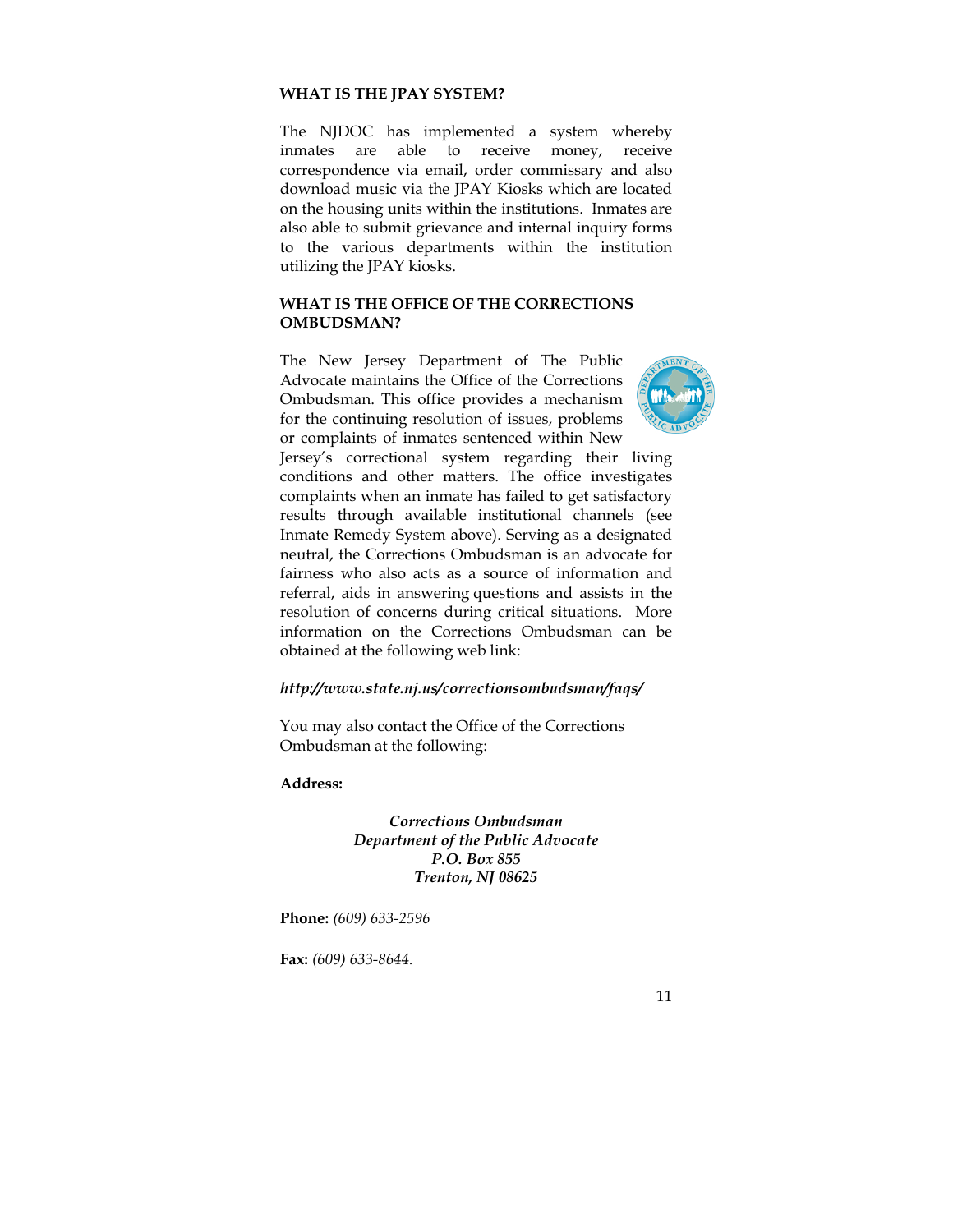**WHAT IS THE JPAY SYSTEM?**

The NJDOC has implemented a system whereby inmates are able to receive money, receive correspondence via email, order commissary and also download music via the JPAY Kiosks which are located on the housing units within the institutions. Inmates are also able to submit grievance and internal inquiry forms to the various departments within the institution utilizing the JPAY kiosks.

**WHAT IS THE OFFICE OF THE CORRECTIONS OMBUDSMAN?**

The New Jersey Department of The Public Advocate maintains the Office of the Corrections Ombudsman. This office provides a mechanism for the continuing resolution of issues, problems or complaints of inmates sentenced within New Jersey's correctional system regarding their living conditions and other matters. The office investigates complaints when an inmate has failed to get satisfactory results through available institutional channels (see Inmate Remedy System above). Serving as a designated neutral, the Corrections Ombudsman is an advocate for fairness who also acts as a source of information and referral, aids in answering questions and assists in the resolution of concerns during critical situations. More information on the Corrections Ombudsman can be obtained at the following web link:

***http://www.state.nj.us/correctionsombudsman/faqs/***

You may also contact the Office of the Corrections Ombudsman at the following:

**Address:**

*Corrections Ombudsman*
*Department of the Public Advocate*
*P.O. Box 855*
*Trenton, NJ 08625*

**Phone:** *(609) 633-2596*

**Fax:** *(609) 633-8644.*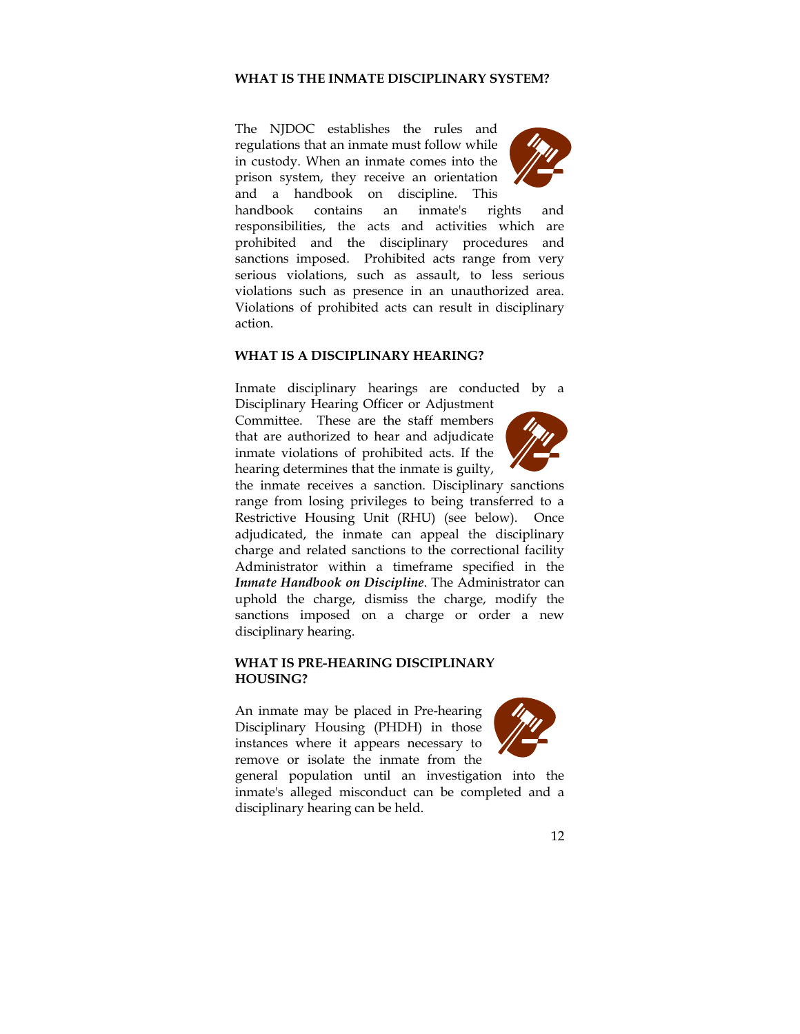## WHAT IS THE INMATE DISCIPLINARY SYSTEM?

The NJDOC establishes the rules and regulations that an inmate must follow while in custody. When an inmate comes into the prison system, they receive an orientation and a handbook on discipline. This handbook contains an inmate's rights and responsibilities, the acts and activities which are prohibited and the disciplinary procedures and sanctions imposed. Prohibited acts range from very serious violations, such as assault, to less serious violations such as presence in an unauthorized area. Violations of prohibited acts can result in disciplinary action.

## WHAT IS A DISCIPLINARY HEARING?

Inmate disciplinary hearings are conducted by a Disciplinary Hearing Officer or Adjustment Committee. These are the staff members that are authorized to hear and adjudicate inmate violations of prohibited acts. If the hearing determines that the inmate is guilty, the inmate receives a sanction. Disciplinary sanctions range from losing privileges to being transferred to a Restrictive Housing Unit (RHU) (see below). Once adjudicated, the inmate can appeal the disciplinary charge and related sanctions to the correctional facility Administrator within a timeframe specified in the ***Inmate Handbook on Discipline***. The Administrator can uphold the charge, dismiss the charge, modify the sanctions imposed on a charge or order a new disciplinary hearing.

## WHAT IS PRE-HEARING DISCIPLINARY HOUSING?

An inmate may be placed in Pre-hearing Disciplinary Housing (PHDH) in those instances where it appears necessary to remove or isolate the inmate from the general population until an investigation into the inmate's alleged misconduct can be completed and a disciplinary hearing can be held.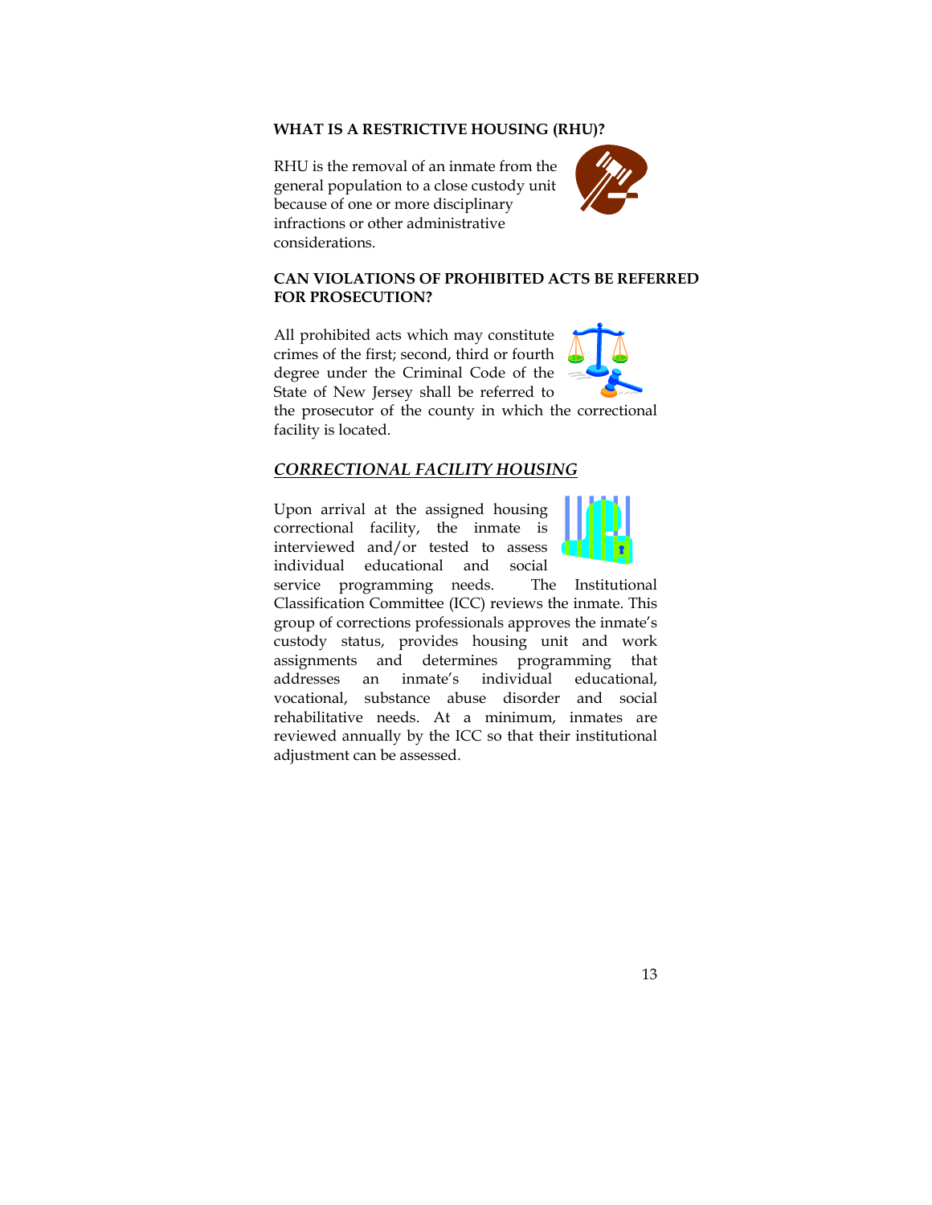**WHAT IS A RESTRICTIVE HOUSING (RHU)?**

RHU is the removal of an inmate from the general population to a close custody unit because of one or more disciplinary infractions or other administrative considerations.

**CAN VIOLATIONS OF PROHIBITED ACTS BE REFERRED FOR PROSECUTION?**

All prohibited acts which may constitute crimes of the first; second, third or fourth degree under the Criminal Code of the State of New Jersey shall be referred to the prosecutor of the county in which the correctional facility is located.

## ***CORRECTIONAL FACILITY HOUSING***

Upon arrival at the assigned housing correctional facility, the inmate is interviewed and/or tested to assess individual educational and social service programming needs. The Institutional Classification Committee (ICC) reviews the inmate. This group of corrections professionals approves the inmate's custody status, provides housing unit and work assignments and determines programming that addresses an inmate's individual educational, vocational, substance abuse disorder and social rehabilitative needs. At a minimum, inmates are reviewed annually by the ICC so that their institutional adjustment can be assessed.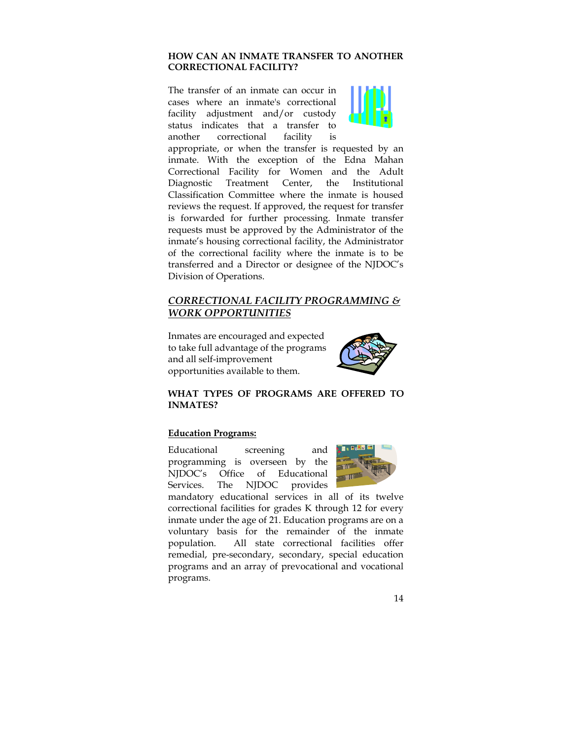**HOW CAN AN INMATE TRANSFER TO ANOTHER CORRECTIONAL FACILITY?**

The transfer of an inmate can occur in cases where an inmate's correctional facility adjustment and/or custody status indicates that a transfer to another correctional facility is appropriate, or when the transfer is requested by an inmate. With the exception of the Edna Mahan Correctional Facility for Women and the Adult Diagnostic Treatment Center, the Institutional Classification Committee where the inmate is housed reviews the request. If approved, the request for transfer is forwarded for further processing. Inmate transfer requests must be approved by the Administrator of the inmate's housing correctional facility, the Administrator of the correctional facility where the inmate is to be transferred and a Director or designee of the NJDOC's Division of Operations.

## ***CORRECTIONAL FACILITY PROGRAMMING & WORK OPPORTUNITIES***

Inmates are encouraged and expected to take full advantage of the programs and all self-improvement opportunities available to them.

**WHAT TYPES OF PROGRAMS ARE OFFERED TO INMATES?**

**Education Programs:**

Educational screening and programming is overseen by the NJDOC's Office of Educational Services. The NJDOC provides mandatory educational services in all of its twelve correctional facilities for grades K through 12 for every inmate under the age of 21. Education programs are on a voluntary basis for the remainder of the inmate population. All state correctional facilities offer remedial, pre-secondary, secondary, special education programs and an array of prevocational and vocational programs.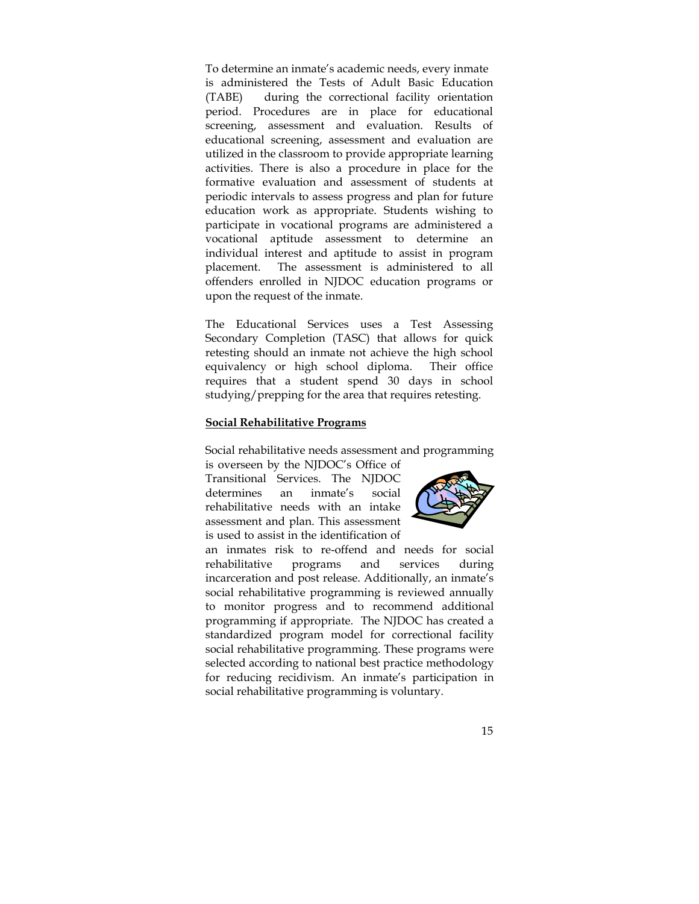To determine an inmate's academic needs, every inmate is administered the Tests of Adult Basic Education (TABE) during the correctional facility orientation period. Procedures are in place for educational screening, assessment and evaluation. Results of educational screening, assessment and evaluation are utilized in the classroom to provide appropriate learning activities. There is also a procedure in place for the formative evaluation and assessment of students at periodic intervals to assess progress and plan for future education work as appropriate. Students wishing to participate in vocational programs are administered a vocational aptitude assessment to determine an individual interest and aptitude to assist in program placement. The assessment is administered to all offenders enrolled in NJDOC education programs or upon the request of the inmate.

The Educational Services uses a Test Assessing Secondary Completion (TASC) that allows for quick retesting should an inmate not achieve the high school equivalency or high school diploma. Their office requires that a student spend 30 days in school studying/prepping for the area that requires retesting.

**Social Rehabilitative Programs**

Social rehabilitative needs assessment and programming is overseen by the NJDOC's Office of Transitional Services. The NJDOC determines an inmate's social rehabilitative needs with an intake assessment and plan. This assessment is used to assist in the identification of an inmates risk to re-offend and needs for social rehabilitative programs and services during incarceration and post release. Additionally, an inmate's social rehabilitative programming is reviewed annually to monitor progress and to recommend additional programming if appropriate. The NJDOC has created a standardized program model for correctional facility social rehabilitative programming. These programs were selected according to national best practice methodology for reducing recidivism. An inmate's participation in social rehabilitative programming is voluntary.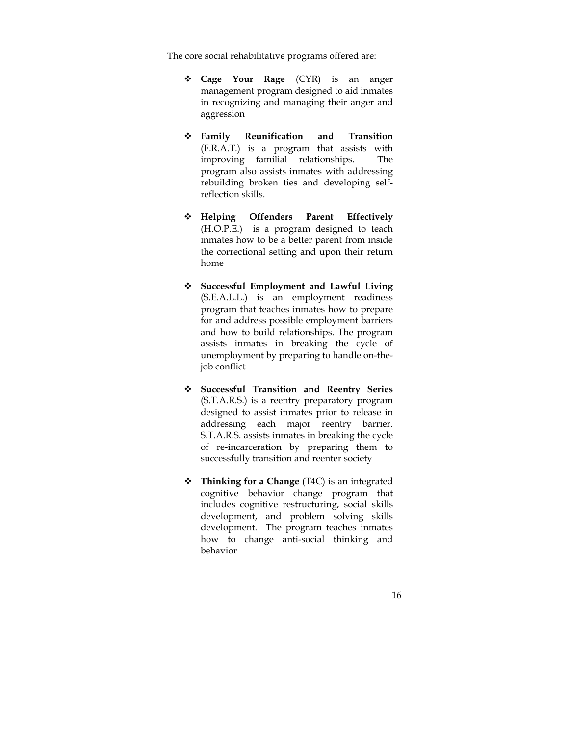The core social rehabilitative programs offered are:

- **Cage Your Rage** (CYR) is an anger management program designed to aid inmates in recognizing and managing their anger and aggression

- **Family Reunification and Transition** (F.R.A.T.) is a program that assists with improving familial relationships. The program also assists inmates with addressing rebuilding broken ties and developing self-reflection skills.

- **Helping Offenders Parent Effectively** (H.O.P.E.) is a program designed to teach inmates how to be a better parent from inside the correctional setting and upon their return home

- **Successful Employment and Lawful Living** (S.E.A.L.L.) is an employment readiness program that teaches inmates how to prepare for and address possible employment barriers and how to build relationships. The program assists inmates in breaking the cycle of unemployment by preparing to handle on-the-job conflict

- **Successful Transition and Reentry Series** (S.T.A.R.S.) is a reentry preparatory program designed to assist inmates prior to release in addressing each major reentry barrier. S.T.A.R.S. assists inmates in breaking the cycle of re-incarceration by preparing them to successfully transition and reenter society

- **Thinking for a Change** (T4C) is an integrated cognitive behavior change program that includes cognitive restructuring, social skills development, and problem solving skills development. The program teaches inmates how to change anti-social thinking and behavior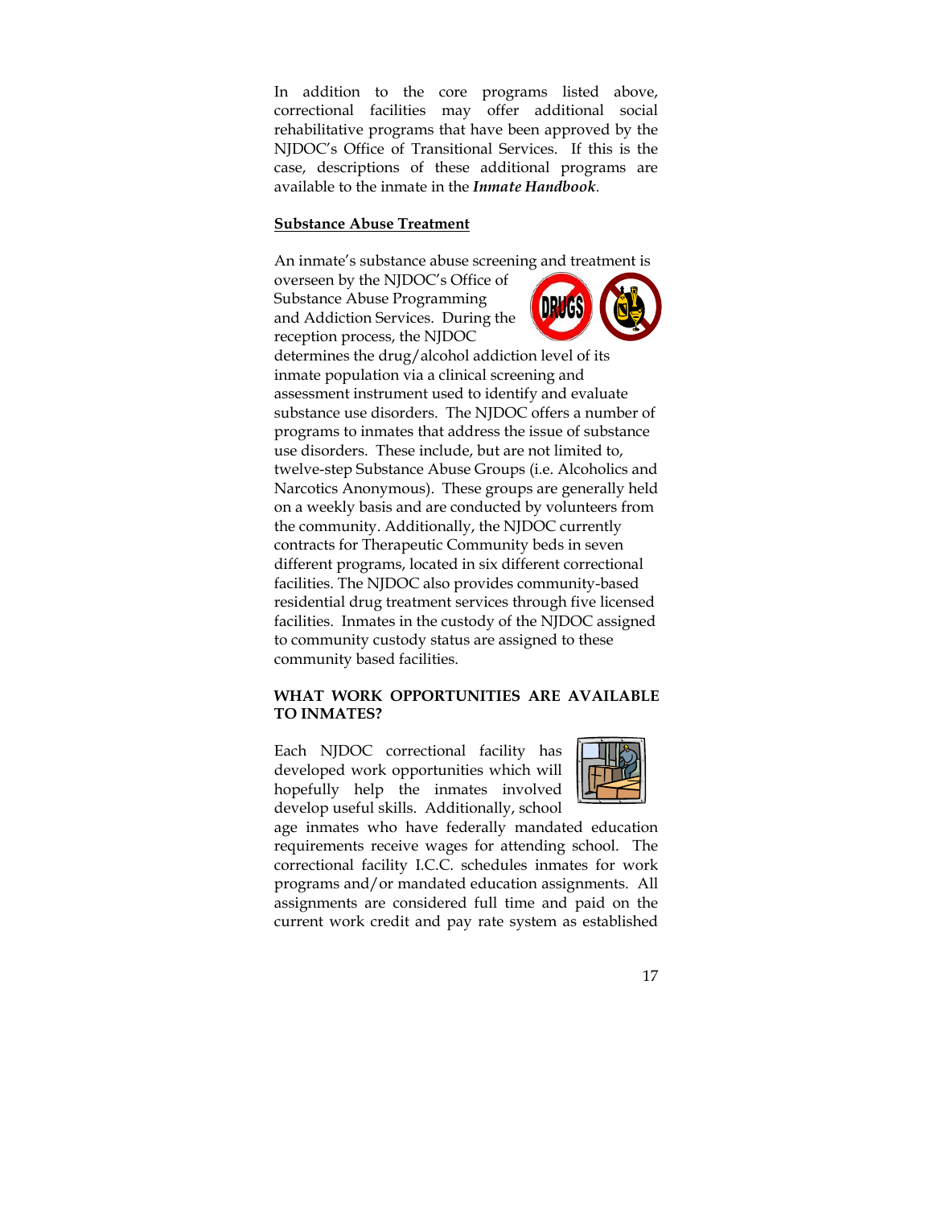In addition to the core programs listed above, correctional facilities may offer additional social rehabilitative programs that have been approved by the NJDOC's Office of Transitional Services. If this is the case, descriptions of these additional programs are available to the inmate in the ***Inmate Handbook***.

**<u>Substance Abuse Treatment</u>**

An inmate's substance abuse screening and treatment is overseen by the NJDOC's Office of Substance Abuse Programming and Addiction Services. During the reception process, the NJDOC determines the drug/alcohol addiction level of its inmate population via a clinical screening and assessment instrument used to identify and evaluate substance use disorders. The NJDOC offers a number of programs to inmates that address the issue of substance use disorders. These include, but are not limited to, twelve-step Substance Abuse Groups (i.e. Alcoholics and Narcotics Anonymous). These groups are generally held on a weekly basis and are conducted by volunteers from the community. Additionally, the NJDOC currently contracts for Therapeutic Community beds in seven different programs, located in six different correctional facilities. The NJDOC also provides community-based residential drug treatment services through five licensed facilities. Inmates in the custody of the NJDOC assigned to community custody status are assigned to these community based facilities.

**WHAT WORK OPPORTUNITIES ARE AVAILABLE TO INMATES?**

Each NJDOC correctional facility has developed work opportunities which will hopefully help the inmates involved develop useful skills. Additionally, school age inmates who have federally mandated education requirements receive wages for attending school. The correctional facility I.C.C. schedules inmates for work programs and/or mandated education assignments. All assignments are considered full time and paid on the current work credit and pay rate system as established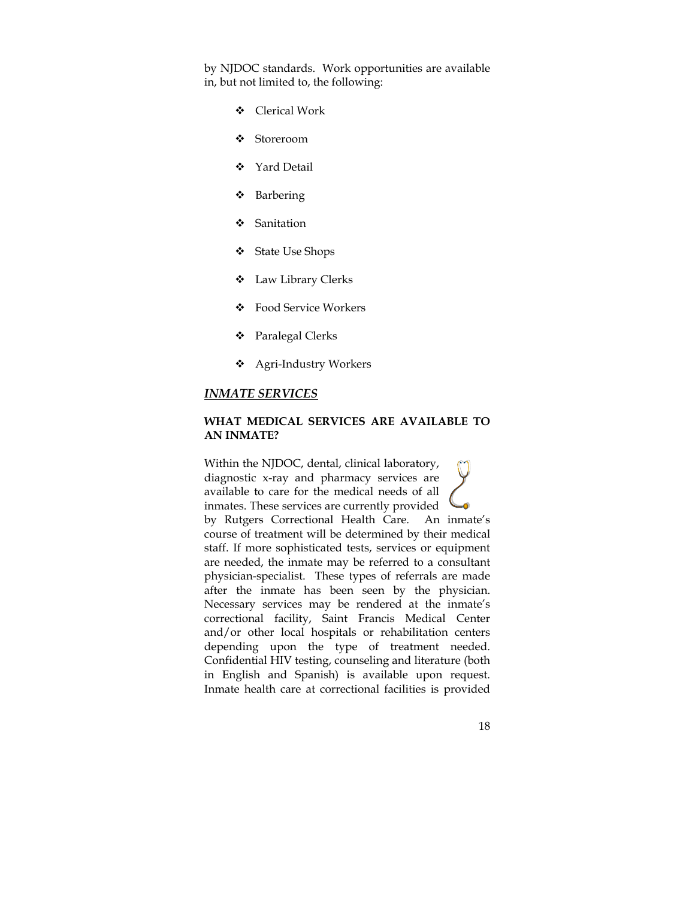by NJDOC standards. Work opportunities are available in, but not limited to, the following:

- Clerical Work
- Storeroom
- Yard Detail
- Barbering
- Sanitation
- State Use Shops
- Law Library Clerks
- Food Service Workers
- Paralegal Clerks
- Agri-Industry Workers

## *INMATE SERVICES*

### WHAT MEDICAL SERVICES ARE AVAILABLE TO AN INMATE?

Within the NJDOC, dental, clinical laboratory, diagnostic x-ray and pharmacy services are available to care for the medical needs of all inmates. These services are currently provided by Rutgers Correctional Health Care. An inmate's course of treatment will be determined by their medical staff. If more sophisticated tests, services or equipment are needed, the inmate may be referred to a consultant physician-specialist. These types of referrals are made after the inmate has been seen by the physician. Necessary services may be rendered at the inmate's correctional facility, Saint Francis Medical Center and/or other local hospitals or rehabilitation centers depending upon the type of treatment needed. Confidential HIV testing, counseling and literature (both in English and Spanish) is available upon request. Inmate health care at correctional facilities is provided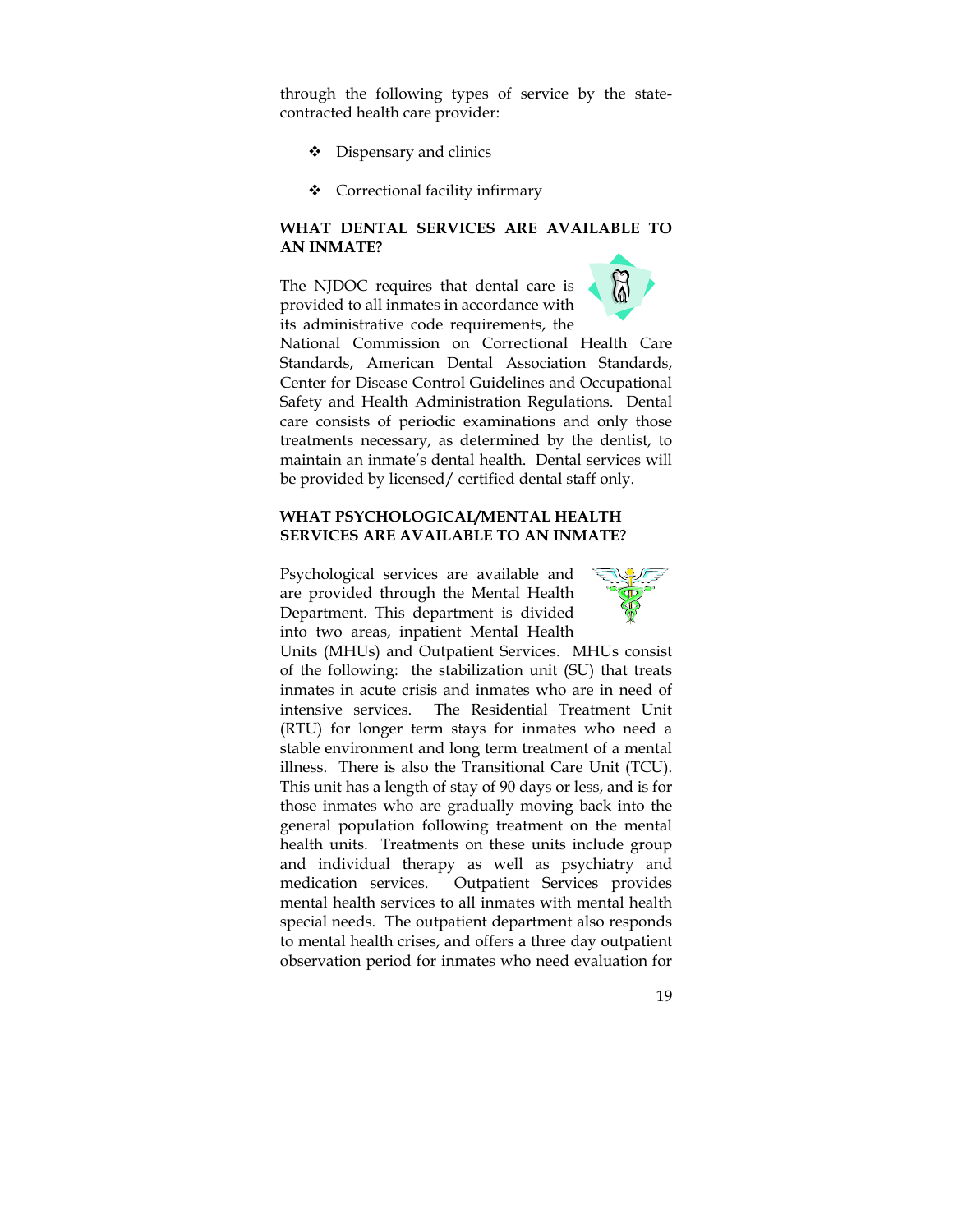through the following types of service by the state-contracted health care provider:

- Dispensary and clinics
- Correctional facility infirmary

### WHAT DENTAL SERVICES ARE AVAILABLE TO AN INMATE?

The NJDOC requires that dental care is provided to all inmates in accordance with its administrative code requirements, the National Commission on Correctional Health Care Standards, American Dental Association Standards, Center for Disease Control Guidelines and Occupational Safety and Health Administration Regulations. Dental care consists of periodic examinations and only those treatments necessary, as determined by the dentist, to maintain an inmate's dental health. Dental services will be provided by licensed/ certified dental staff only.

### WHAT PSYCHOLOGICAL/MENTAL HEALTH SERVICES ARE AVAILABLE TO AN INMATE?

Psychological services are available and are provided through the Mental Health Department. This department is divided into two areas, inpatient Mental Health Units (MHUs) and Outpatient Services. MHUs consist of the following: the stabilization unit (SU) that treats inmates in acute crisis and inmates who are in need of intensive services. The Residential Treatment Unit (RTU) for longer term stays for inmates who need a stable environment and long term treatment of a mental illness. There is also the Transitional Care Unit (TCU). This unit has a length of stay of 90 days or less, and is for those inmates who are gradually moving back into the general population following treatment on the mental health units. Treatments on these units include group and individual therapy as well as psychiatry and medication services. Outpatient Services provides mental health services to all inmates with mental health special needs. The outpatient department also responds to mental health crises, and offers a three day outpatient observation period for inmates who need evaluation for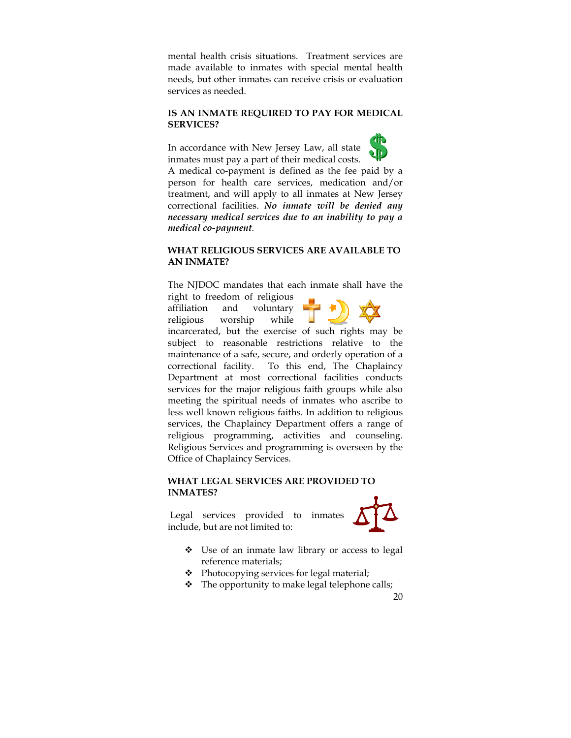mental health crisis situations. Treatment services are made available to inmates with special mental health needs, but other inmates can receive crisis or evaluation services as needed.

### IS AN INMATE REQUIRED TO PAY FOR MEDICAL SERVICES?

In accordance with New Jersey Law, all state inmates must pay a part of their medical costs. A medical co-payment is defined as the fee paid by a person for health care services, medication and/or treatment, and will apply to all inmates at New Jersey correctional facilities. ***No inmate will be denied any necessary medical services due to an inability to pay a medical co-payment.***

### WHAT RELIGIOUS SERVICES ARE AVAILABLE TO AN INMATE?

The NJDOC mandates that each inmate shall have the right to freedom of religious affiliation and voluntary religious worship while incarcerated, but the exercise of such rights may be subject to reasonable restrictions relative to the maintenance of a safe, secure, and orderly operation of a correctional facility. To this end, The Chaplaincy Department at most correctional facilities conducts services for the major religious faith groups while also meeting the spiritual needs of inmates who ascribe to less well known religious faiths. In addition to religious services, the Chaplaincy Department offers a range of religious programming, activities and counseling. Religious Services and programming is overseen by the Office of Chaplaincy Services.

### WHAT LEGAL SERVICES ARE PROVIDED TO INMATES?

Legal services provided to inmates include, but are not limited to:

- Use of an inmate law library or access to legal reference materials;
- Photocopying services for legal material;
- The opportunity to make legal telephone calls;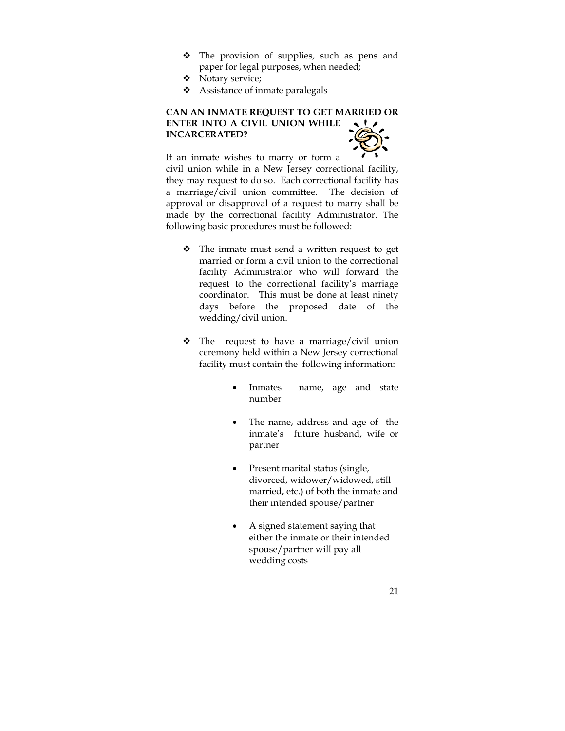- The provision of supplies, such as pens and paper for legal purposes, when needed;
- Notary service;
- Assistance of inmate paralegals

**CAN AN INMATE REQUEST TO GET MARRIED OR ENTER INTO A CIVIL UNION WHILE INCARCERATED?**

If an inmate wishes to marry or form a civil union while in a New Jersey correctional facility, they may request to do so. Each correctional facility has a marriage/civil union committee. The decision of approval or disapproval of a request to marry shall be made by the correctional facility Administrator. The following basic procedures must be followed:

- The inmate must send a written request to get married or form a civil union to the correctional facility Administrator who will forward the request to the correctional facility's marriage coordinator. This must be done at least ninety days before the proposed date of the wedding/civil union.

- The request to have a marriage/civil union ceremony held within a New Jersey correctional facility must contain the following information:

    - Inmates name, age and state number

    - The name, address and age of the inmate's future husband, wife or partner

    - Present marital status (single, divorced, widower/widowed, still married, etc.) of both the inmate and their intended spouse/partner

    - A signed statement saying that either the inmate or their intended spouse/partner will pay all wedding costs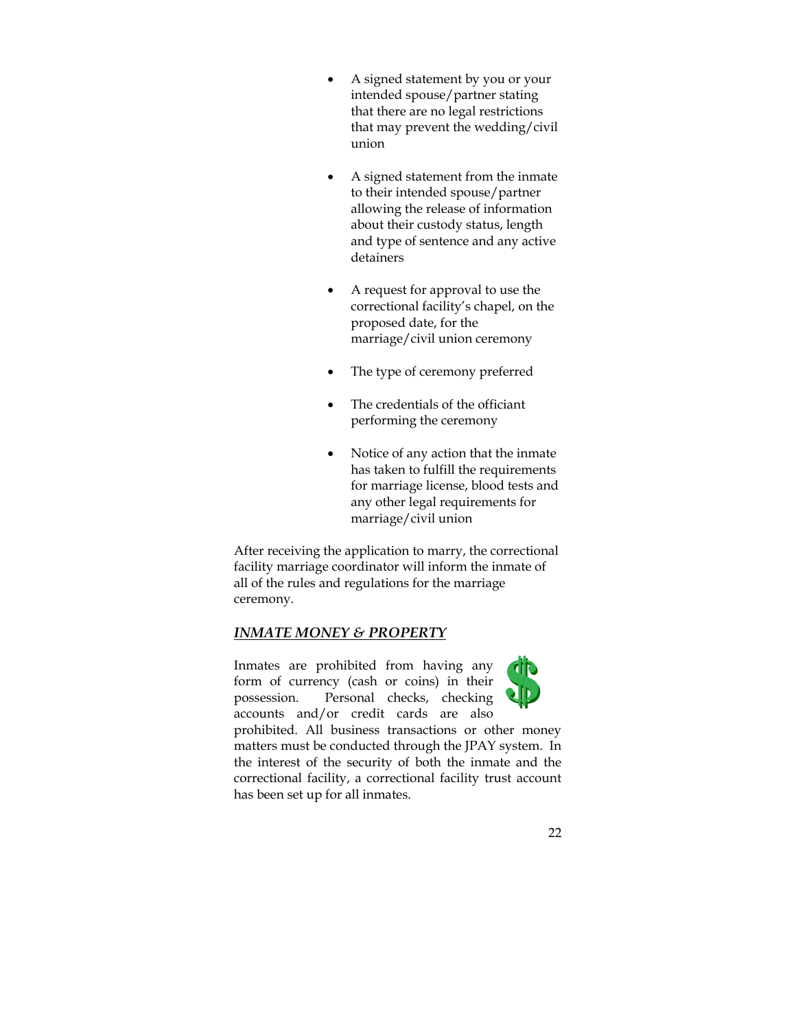- A signed statement by you or your intended spouse/partner stating that there are no legal restrictions that may prevent the wedding/civil union

- A signed statement from the inmate to their intended spouse/partner allowing the release of information about their custody status, length and type of sentence and any active detainers

- A request for approval to use the correctional facility's chapel, on the proposed date, for the marriage/civil union ceremony

- The type of ceremony preferred

- The credentials of the officiant performing the ceremony

- Notice of any action that the inmate has taken to fulfill the requirements for marriage license, blood tests and any other legal requirements for marriage/civil union

After receiving the application to marry, the correctional facility marriage coordinator will inform the inmate of all of the rules and regulations for the marriage ceremony.

## ***INMATE MONEY & PROPERTY***

Inmates are prohibited from having any form of currency (cash or coins) in their possession. Personal checks, checking accounts and/or credit cards are also prohibited. All business transactions or other money matters must be conducted through the JPAY system. In the interest of the security of both the inmate and the correctional facility, a correctional facility trust account has been set up for all inmates.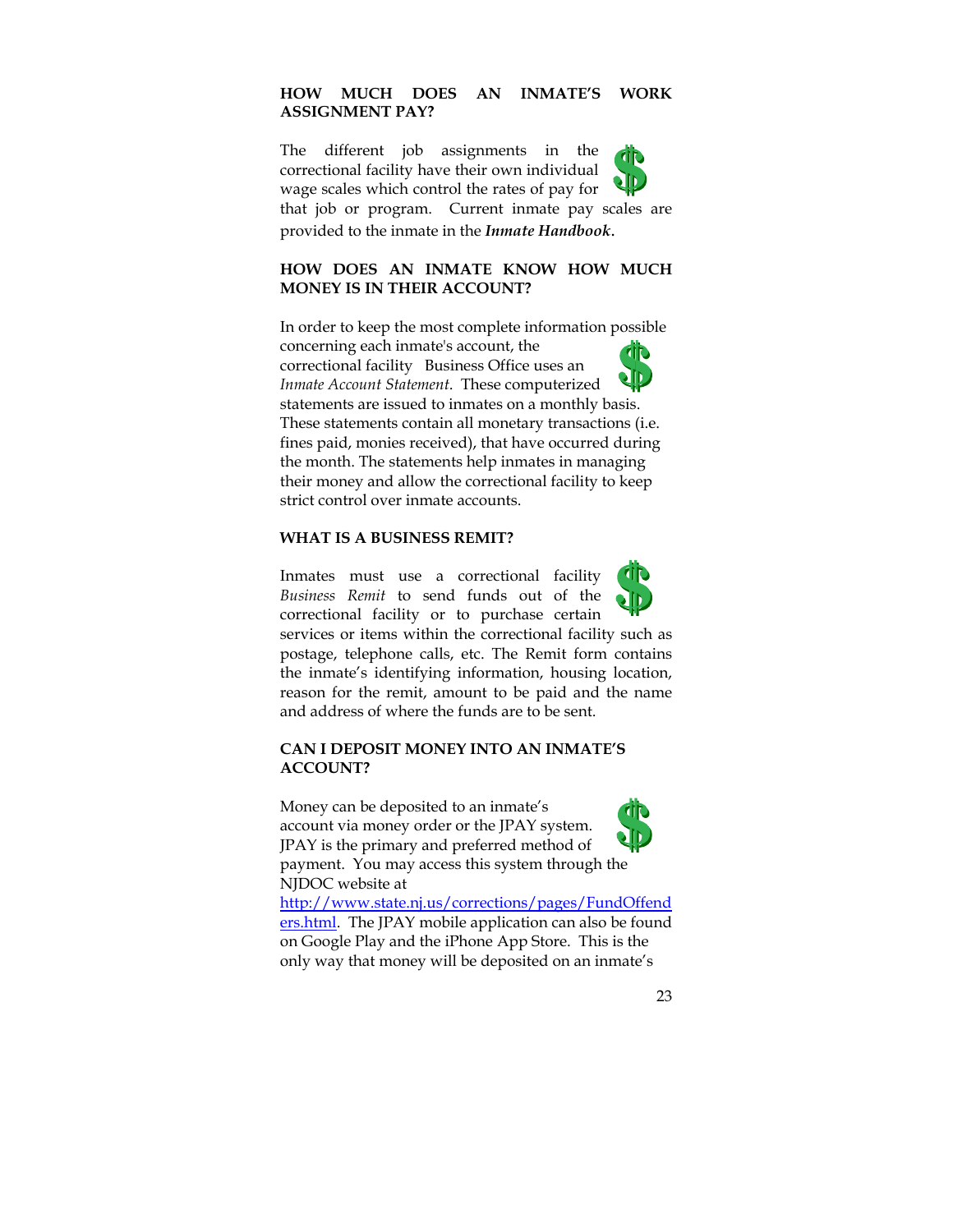## HOW MUCH DOES AN INMATE'S WORK ASSIGNMENT PAY?

The different job assignments in the correctional facility have their own individual wage scales which control the rates of pay for that job or program. Current inmate pay scales are provided to the inmate in the ***Inmate Handbook***.

## HOW DOES AN INMATE KNOW HOW MUCH MONEY IS IN THEIR ACCOUNT?

In order to keep the most complete information possible concerning each inmate's account, the correctional facility Business Office uses an *Inmate Account Statement*. These computerized statements are issued to inmates on a monthly basis. These statements contain all monetary transactions (i.e. fines paid, monies received), that have occurred during the month. The statements help inmates in managing their money and allow the correctional facility to keep strict control over inmate accounts.

## WHAT IS A BUSINESS REMIT?

Inmates must use a correctional facility *Business Remit* to send funds out of the correctional facility or to purchase certain services or items within the correctional facility such as postage, telephone calls, etc. The Remit form contains the inmate's identifying information, housing location, reason for the remit, amount to be paid and the name and address of where the funds are to be sent.

## CAN I DEPOSIT MONEY INTO AN INMATE'S ACCOUNT?

Money can be deposited to an inmate's account via money order or the JPAY system. JPAY is the primary and preferred method of payment. You may access this system through the NJDOC website at [http://www.state.nj.us/corrections/pages/FundOffenders.html](http://www.state.nj.us/corrections/pages/FundOffenders.html). The JPAY mobile application can also be found on Google Play and the iPhone App Store. This is the only way that money will be deposited on an inmate's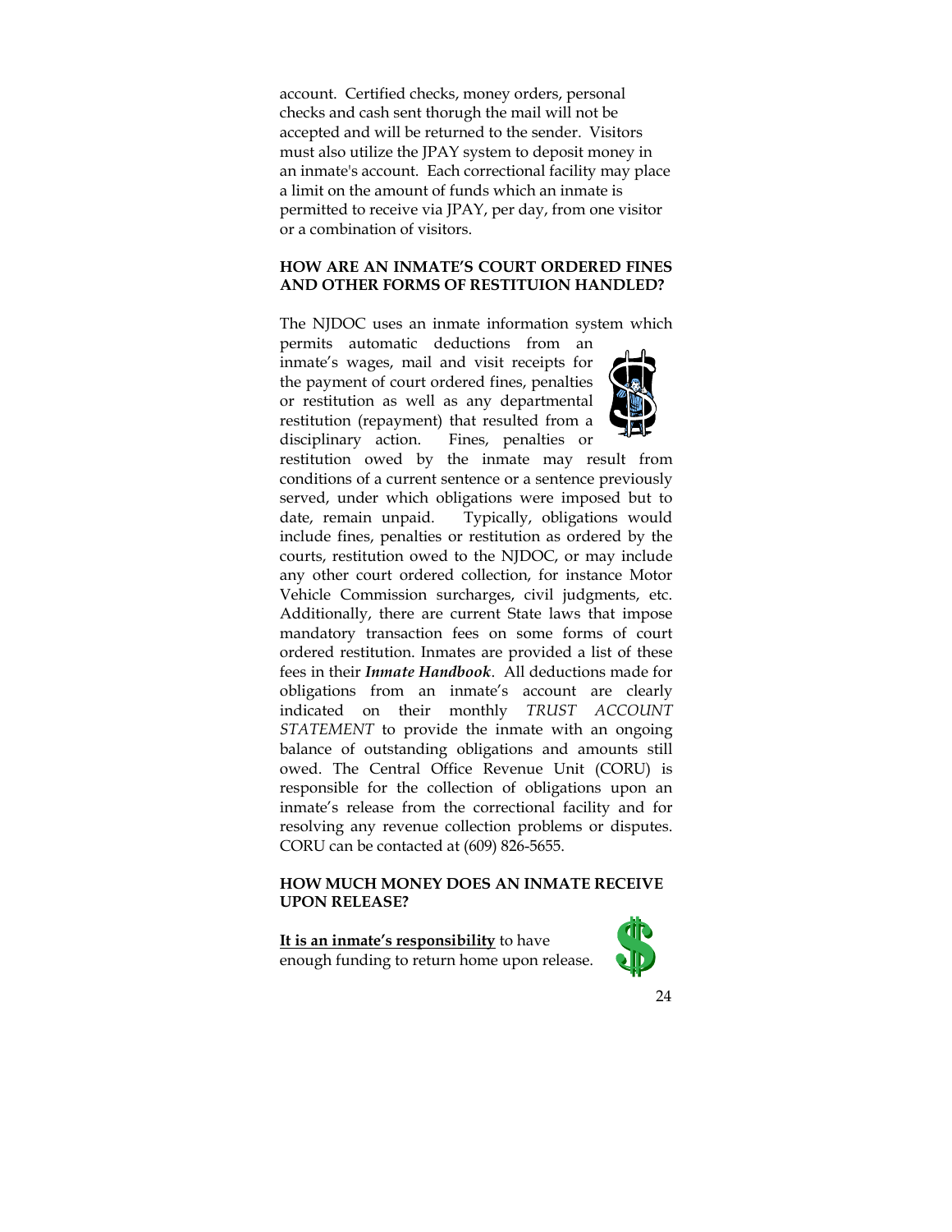account. Certified checks, money orders, personal checks and cash sent thorugh the mail will not be accepted and will be returned to the sender. Visitors must also utilize the JPAY system to deposit money in an inmate's account. Each correctional facility may place a limit on the amount of funds which an inmate is permitted to receive via JPAY, per day, from one visitor or a combination of visitors.

**HOW ARE AN INMATE'S COURT ORDERED FINES AND OTHER FORMS OF RESTITUION HANDLED?**

The NJDOC uses an inmate information system which permits automatic deductions from an inmate's wages, mail and visit receipts for the payment of court ordered fines, penalties or restitution as well as any departmental restitution (repayment) that resulted from a disciplinary action. Fines, penalties or restitution owed by the inmate may result from conditions of a current sentence or a sentence previously served, under which obligations were imposed but to date, remain unpaid. Typically, obligations would include fines, penalties or restitution as ordered by the courts, restitution owed to the NJDOC, or may include any other court ordered collection, for instance Motor Vehicle Commission surcharges, civil judgments, etc. Additionally, there are current State laws that impose mandatory transaction fees on some forms of court ordered restitution. Inmates are provided a list of these fees in their ***Inmate Handbook***. All deductions made for obligations from an inmate's account are clearly indicated on their monthly *TRUST ACCOUNT STATEMENT* to provide the inmate with an ongoing balance of outstanding obligations and amounts still owed. The Central Office Revenue Unit (CORU) is responsible for the collection of obligations upon an inmate's release from the correctional facility and for resolving any revenue collection problems or disputes. CORU can be contacted at (609) 826-5655.

**HOW MUCH MONEY DOES AN INMATE RECEIVE UPON RELEASE?**

**It is an inmate's responsibility** to have enough funding to return home upon release.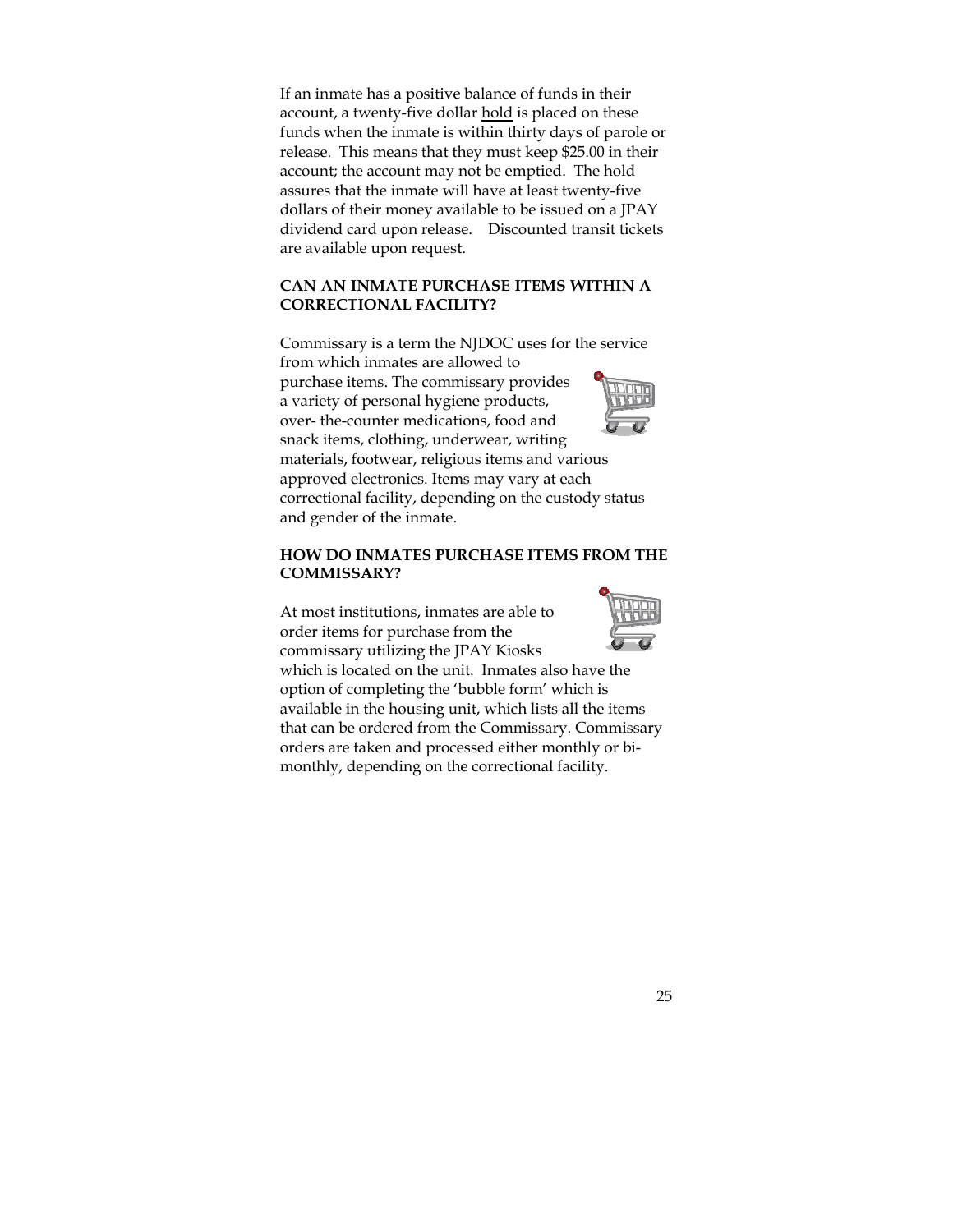If an inmate has a positive balance of funds in their account, a twenty-five dollar hold is placed on these funds when the inmate is within thirty days of parole or release. This means that they must keep $25.00 in their account; the account may not be emptied. The hold assures that the inmate will have at least twenty-five dollars of their money available to be issued on a JPAY dividend card upon release. Discounted transit tickets are available upon request.

**CAN AN INMATE PURCHASE ITEMS WITHIN A CORRECTIONAL FACILITY?**

Commissary is a term the NJDOC uses for the service from which inmates are allowed to purchase items. The commissary provides a variety of personal hygiene products, over- the-counter medications, food and snack items, clothing, underwear, writing materials, footwear, religious items and various approved electronics. Items may vary at each correctional facility, depending on the custody status and gender of the inmate.

**HOW DO INMATES PURCHASE ITEMS FROM THE COMMISSARY?**

At most institutions, inmates are able to order items for purchase from the commissary utilizing the JPAY Kiosks which is located on the unit. Inmates also have the option of completing the 'bubble form' which is available in the housing unit, which lists all the items that can be ordered from the Commissary. Commissary orders are taken and processed either monthly or bi-monthly, depending on the correctional facility.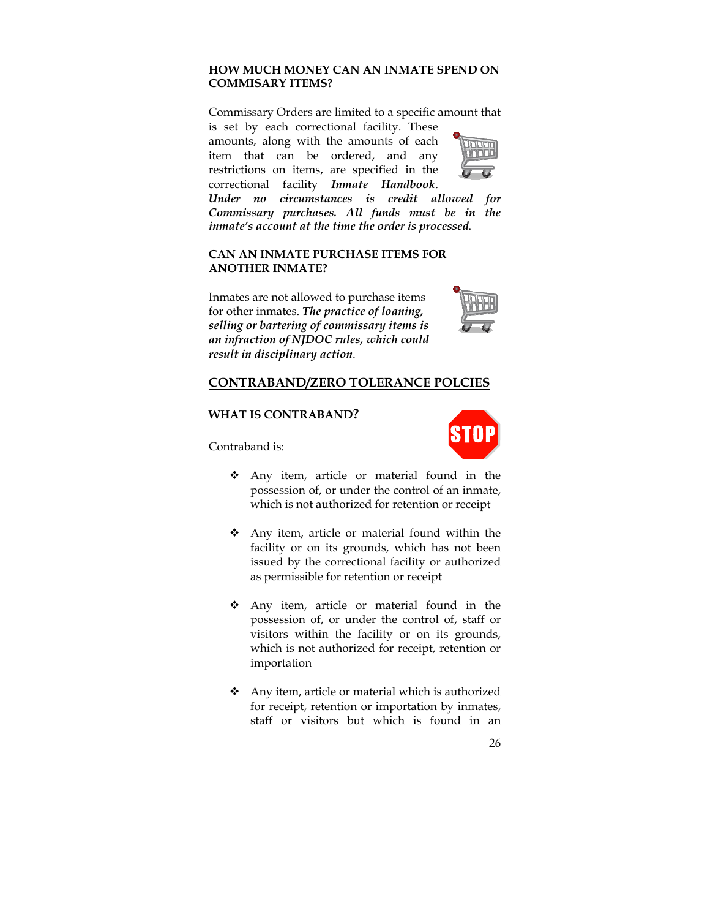### HOW MUCH MONEY CAN AN INMATE SPEND ON COMMISARY ITEMS?

Commissary Orders are limited to a specific amount that is set by each correctional facility. These amounts, along with the amounts of each item that can be ordered, and any restrictions on items, are specified in the correctional facility *Inmate Handbook*. ***Under no circumstances is credit allowed for Commissary purchases. All funds must be in the inmate's account at the time the order is processed.***

### CAN AN INMATE PURCHASE ITEMS FOR ANOTHER INMATE?

Inmates are not allowed to purchase items for other inmates. ***The practice of loaning, selling or bartering of commissary items is an infraction of NJDOC rules, which could result in disciplinary action***.

## CONTRABAND/ZERO TOLERANCE POLCIES

### WHAT IS CONTRABAND?

Contraband is:

- Any item, article or material found in the possession of, or under the control of an inmate, which is not authorized for retention or receipt
- Any item, article or material found within the facility or on its grounds, which has not been issued by the correctional facility or authorized as permissible for retention or receipt
- Any item, article or material found in the possession of, or under the control of, staff or visitors within the facility or on its grounds, which is not authorized for receipt, retention or importation
- Any item, article or material which is authorized for receipt, retention or importation by inmates, staff or visitors but which is found in an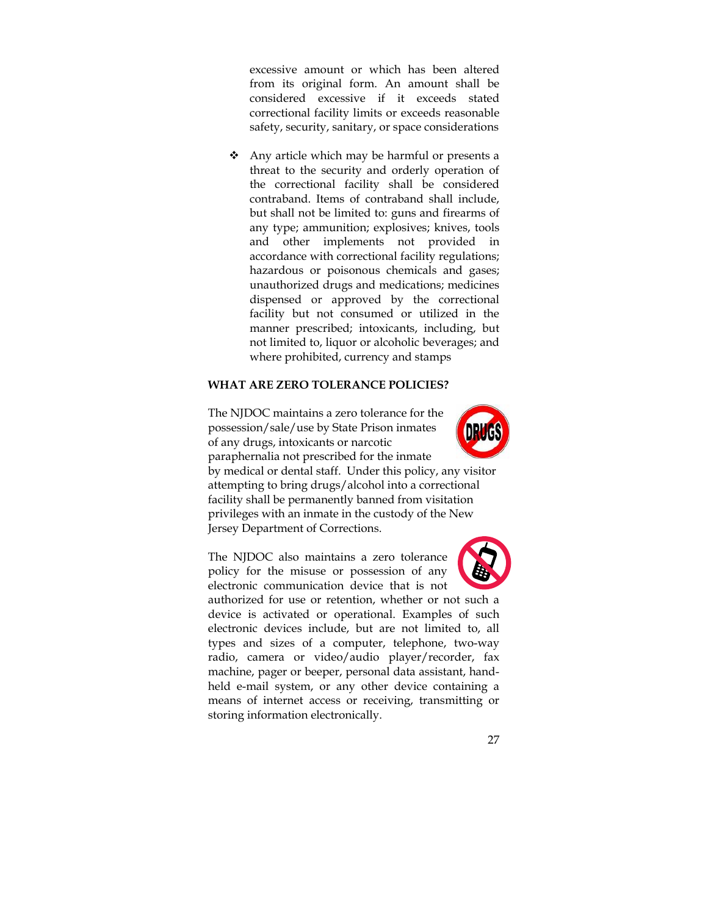excessive amount or which has been altered from its original form. An amount shall be considered excessive if it exceeds stated correctional facility limits or exceeds reasonable safety, security, sanitary, or space considerations

- Any article which may be harmful or presents a threat to the security and orderly operation of the correctional facility shall be considered contraband. Items of contraband shall include, but shall not be limited to: guns and firearms of any type; ammunition; explosives; knives, tools and other implements not provided in accordance with correctional facility regulations; hazardous or poisonous chemicals and gases; unauthorized drugs and medications; medicines dispensed or approved by the correctional facility but not consumed or utilized in the manner prescribed; intoxicants, including, but not limited to, liquor or alcoholic beverages; and where prohibited, currency and stamps

**WHAT ARE ZERO TOLERANCE POLICIES?**

The NJDOC maintains a zero tolerance for the possession/sale/use by State Prison inmates of any drugs, intoxicants or narcotic paraphernalia not prescribed for the inmate by medical or dental staff. Under this policy, any visitor attempting to bring drugs/alcohol into a correctional facility shall be permanently banned from visitation privileges with an inmate in the custody of the New Jersey Department of Corrections.

The NJDOC also maintains a zero tolerance policy for the misuse or possession of any electronic communication device that is not authorized for use or retention, whether or not such a device is activated or operational. Examples of such electronic devices include, but are not limited to, all types and sizes of a computer, telephone, two-way radio, camera or video/audio player/recorder, fax machine, pager or beeper, personal data assistant, hand-held e-mail system, or any other device containing a means of internet access or receiving, transmitting or storing information electronically.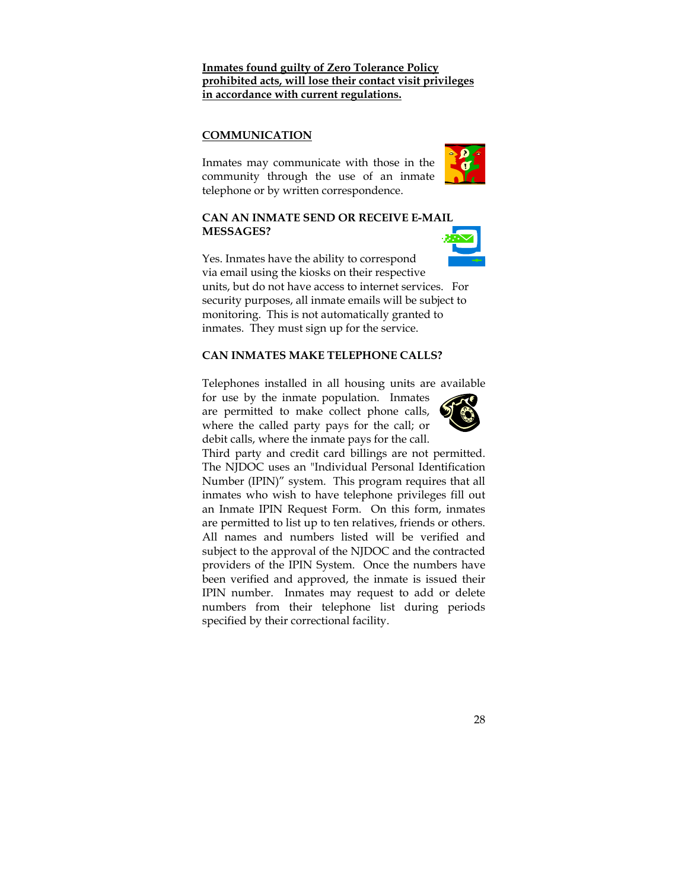**<u>Inmates found guilty of Zero Tolerance Policy prohibited acts, will lose their contact visit privileges in accordance with current regulations.</u>**

## <u>COMMUNICATION</u>

Inmates may communicate with those in the community through the use of an inmate telephone or by written correspondence.

### CAN AN INMATE SEND OR RECEIVE E-MAIL MESSAGES?

Yes. Inmates have the ability to correspond via email using the kiosks on their respective units, but do not have access to internet services. For security purposes, all inmate emails will be subject to monitoring. This is not automatically granted to inmates. They must sign up for the service.

### CAN INMATES MAKE TELEPHONE CALLS?

Telephones installed in all housing units are available for use by the inmate population. Inmates are permitted to make collect phone calls, where the called party pays for the call; or debit calls, where the inmate pays for the call. Third party and credit card billings are not permitted. The NJDOC uses an "Individual Personal Identification Number (IPIN)" system. This program requires that all inmates who wish to have telephone privileges fill out an Inmate IPIN Request Form. On this form, inmates are permitted to list up to ten relatives, friends or others. All names and numbers listed will be verified and subject to the approval of the NJDOC and the contracted providers of the IPIN System. Once the numbers have been verified and approved, the inmate is issued their IPIN number. Inmates may request to add or delete numbers from their telephone list during periods specified by their correctional facility.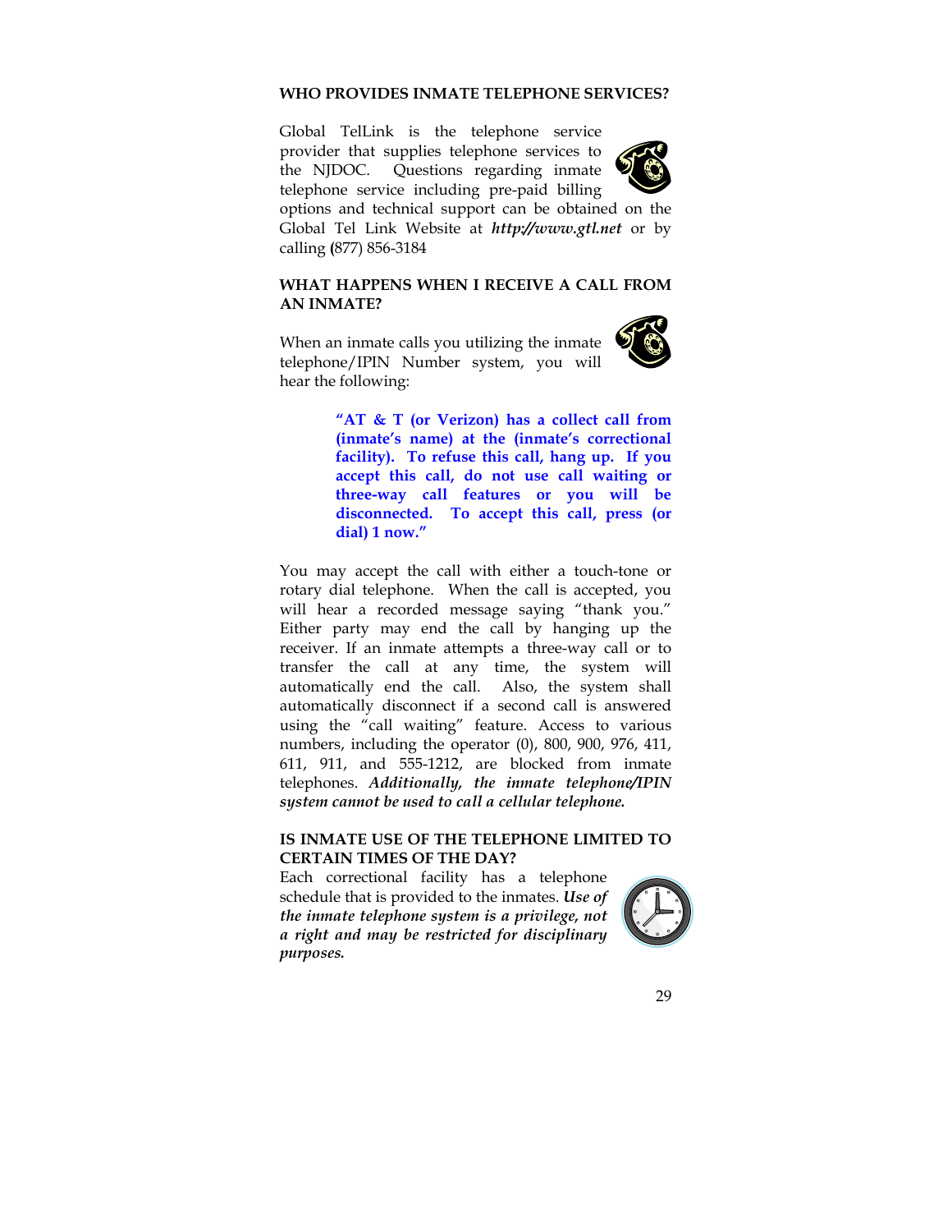## WHO PROVIDES INMATE TELEPHONE SERVICES?

Global TelLink is the telephone service provider that supplies telephone services to the NJDOC. Questions regarding inmate telephone service including pre-paid billing options and technical support can be obtained on the Global Tel Link Website at ***http://www.gtl.net*** or by calling **(**877) 856-3184

## WHAT HAPPENS WHEN I RECEIVE A CALL FROM AN INMATE?

When an inmate calls you utilizing the inmate telephone/IPIN Number system, you will hear the following:

> **"AT & T (or Verizon) has a collect call from (inmate's name) at the (inmate's correctional facility). To refuse this call, hang up. If you accept this call, do not use call waiting or three-way call features or you will be disconnected. To accept this call, press (or dial) 1 now."**

You may accept the call with either a touch-tone or rotary dial telephone. When the call is accepted, you will hear a recorded message saying "thank you." Either party may end the call by hanging up the receiver. If an inmate attempts a three-way call or to transfer the call at any time, the system will automatically end the call. Also, the system shall automatically disconnect if a second call is answered using the "call waiting" feature. Access to various numbers, including the operator (0), 800, 900, 976, 411, 611, 911, and 555-1212, are blocked from inmate telephones. ***Additionally, the inmate telephone/IPIN system cannot be used to call a cellular telephone.***

## IS INMATE USE OF THE TELEPHONE LIMITED TO CERTAIN TIMES OF THE DAY?

Each correctional facility has a telephone schedule that is provided to the inmates. ***Use of the inmate telephone system is a privilege, not a right and may be restricted for disciplinary purposes.***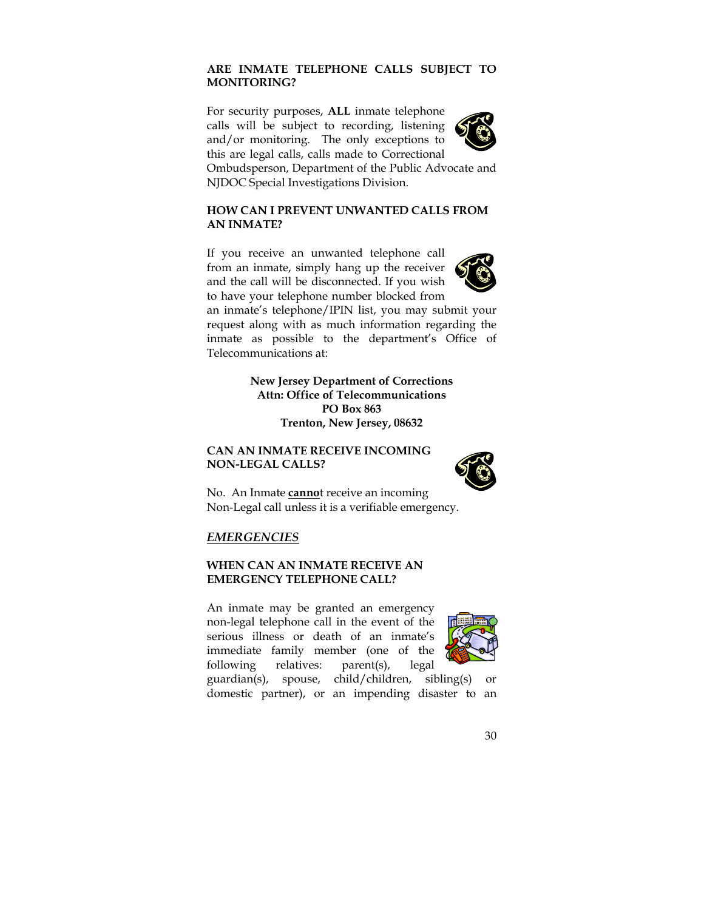## ARE INMATE TELEPHONE CALLS SUBJECT TO MONITORING?

For security purposes, **ALL** inmate telephone calls will be subject to recording, listening and/or monitoring. The only exceptions to this are legal calls, calls made to Correctional Ombudsperson, Department of the Public Advocate and NJDOC Special Investigations Division.

## HOW CAN I PREVENT UNWANTED CALLS FROM AN INMATE?

If you receive an unwanted telephone call from an inmate, simply hang up the receiver and the call will be disconnected. If you wish to have your telephone number blocked from an inmate's telephone/IPIN list, you may submit your request along with as much information regarding the inmate as possible to the department's Office of Telecommunications at:

**New Jersey Department of Corrections**
**Attn: Office of Telecommunications**
**PO Box 863**
**Trenton, New Jersey, 08632**

## CAN AN INMATE RECEIVE INCOMING NON-LEGAL CALLS?

No. An Inmate **<u>canno</u>**t receive an incoming Non-Legal call unless it is a verifiable emergency.

# *<u>EMERGENCIES</u>*

## WHEN CAN AN INMATE RECEIVE AN EMERGENCY TELEPHONE CALL?

An inmate may be granted an emergency non-legal telephone call in the event of the serious illness or death of an inmate's immediate family member (one of the following relatives: parent(s), legal guardian(s), spouse, child/children, sibling(s) or domestic partner), or an impending disaster to an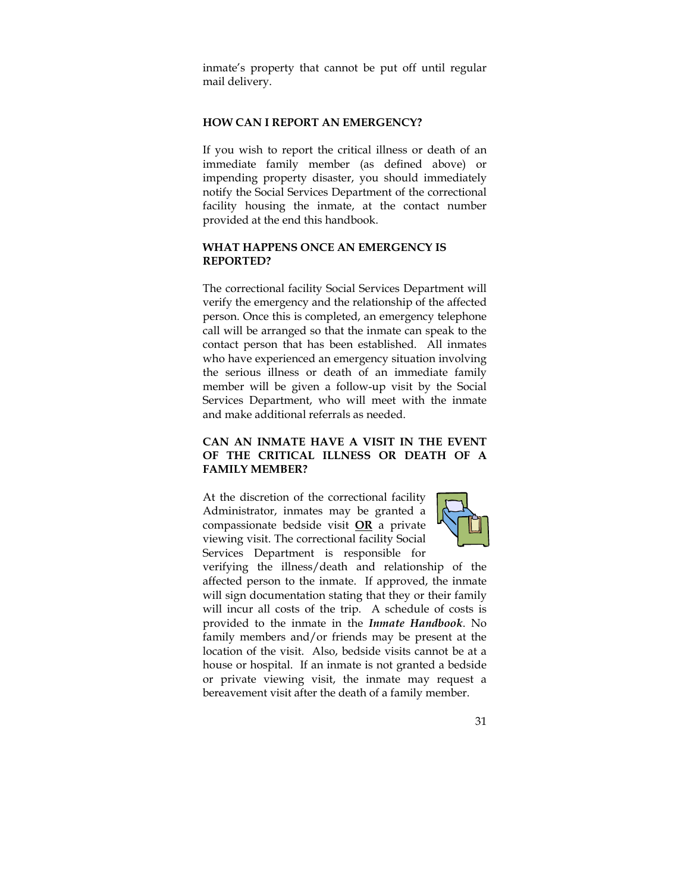inmate's property that cannot be put off until regular mail delivery.

### HOW CAN I REPORT AN EMERGENCY?

If you wish to report the critical illness or death of an immediate family member (as defined above) or impending property disaster, you should immediately notify the Social Services Department of the correctional facility housing the inmate, at the contact number provided at the end this handbook.

### WHAT HAPPENS ONCE AN EMERGENCY IS REPORTED?

The correctional facility Social Services Department will verify the emergency and the relationship of the affected person. Once this is completed, an emergency telephone call will be arranged so that the inmate can speak to the contact person that has been established. All inmates who have experienced an emergency situation involving the serious illness or death of an immediate family member will be given a follow-up visit by the Social Services Department, who will meet with the inmate and make additional referrals as needed.

### CAN AN INMATE HAVE A VISIT IN THE EVENT OF THE CRITICAL ILLNESS OR DEATH OF A FAMILY MEMBER?

At the discretion of the correctional facility Administrator, inmates may be granted a compassionate bedside visit **OR** a private viewing visit. The correctional facility Social Services Department is responsible for verifying the illness/death and relationship of the affected person to the inmate. If approved, the inmate will sign documentation stating that they or their family will incur all costs of the trip. A schedule of costs is provided to the inmate in the ***Inmate Handbook***. No family members and/or friends may be present at the location of the visit. Also, bedside visits cannot be at a house or hospital. If an inmate is not granted a bedside or private viewing visit, the inmate may request a bereavement visit after the death of a family member.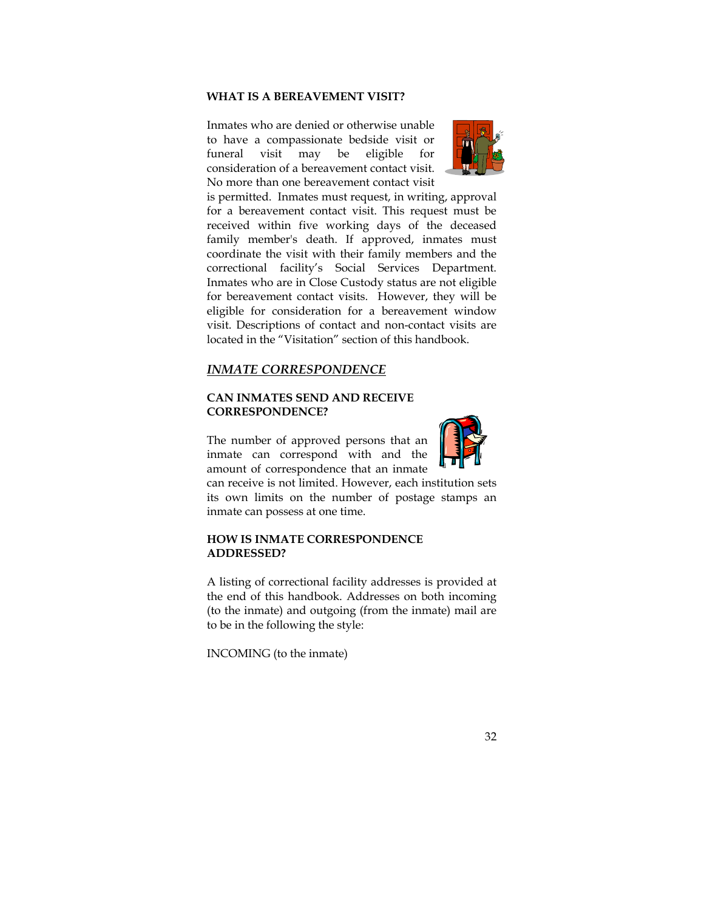### WHAT IS A BEREAVEMENT VISIT?

Inmates who are denied or otherwise unable to have a compassionate bedside visit or funeral visit may be eligible for consideration of a bereavement contact visit. No more than one bereavement contact visit is permitted. Inmates must request, in writing, approval for a bereavement contact visit. This request must be received within five working days of the deceased family member's death. If approved, inmates must coordinate the visit with their family members and the correctional facility's Social Services Department. Inmates who are in Close Custody status are not eligible for bereavement contact visits. However, they will be eligible for consideration for a bereavement window visit. Descriptions of contact and non-contact visits are located in the "Visitation" section of this handbook.

## *INMATE CORRESPONDENCE*

### CAN INMATES SEND AND RECEIVE CORRESPONDENCE?

The number of approved persons that an inmate can correspond with and the amount of correspondence that an inmate can receive is not limited. However, each institution sets its own limits on the number of postage stamps an inmate can possess at one time.

### HOW IS INMATE CORRESPONDENCE ADDRESSED?

A listing of correctional facility addresses is provided at the end of this handbook. Addresses on both incoming (to the inmate) and outgoing (from the inmate) mail are to be in the following the style:

INCOMING (to the inmate)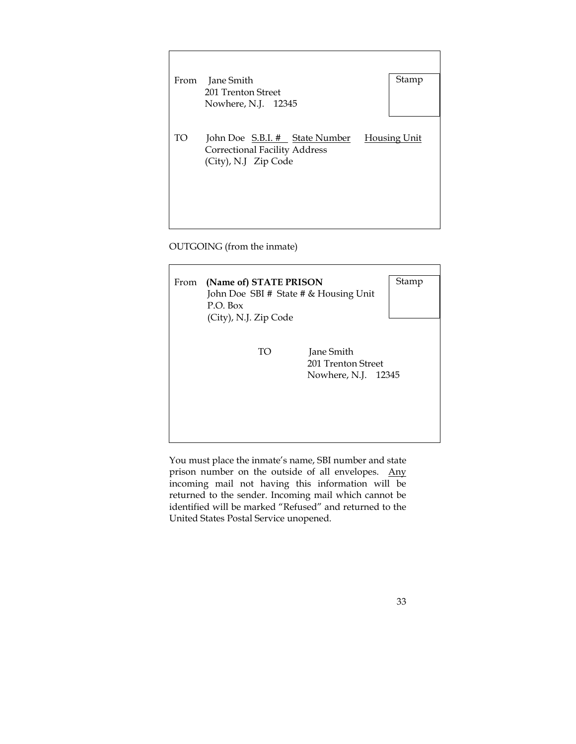From   Jane Smith
       201 Trenton Street
       Nowhere, N.J.   12345

Stamp

TO   John Doe  S.B.I. #   State Number   Housing Unit
     Correctional Facility Address
     (City), N.J   Zip Code

OUTGOING (from the inmate)

From   **(Name of) STATE PRISON**
       John Doe  SBI #  State # & Housing Unit
       P.O. Box
       (City), N.J. Zip Code

Stamp

TO   Jane Smith
     201 Trenton Street
     Nowhere, N.J.   12345

You must place the inmate's name, SBI number and state prison number on the outside of all envelopes. Any incoming mail not having this information will be returned to the sender. Incoming mail which cannot be identified will be marked "Refused" and returned to the United States Postal Service unopened.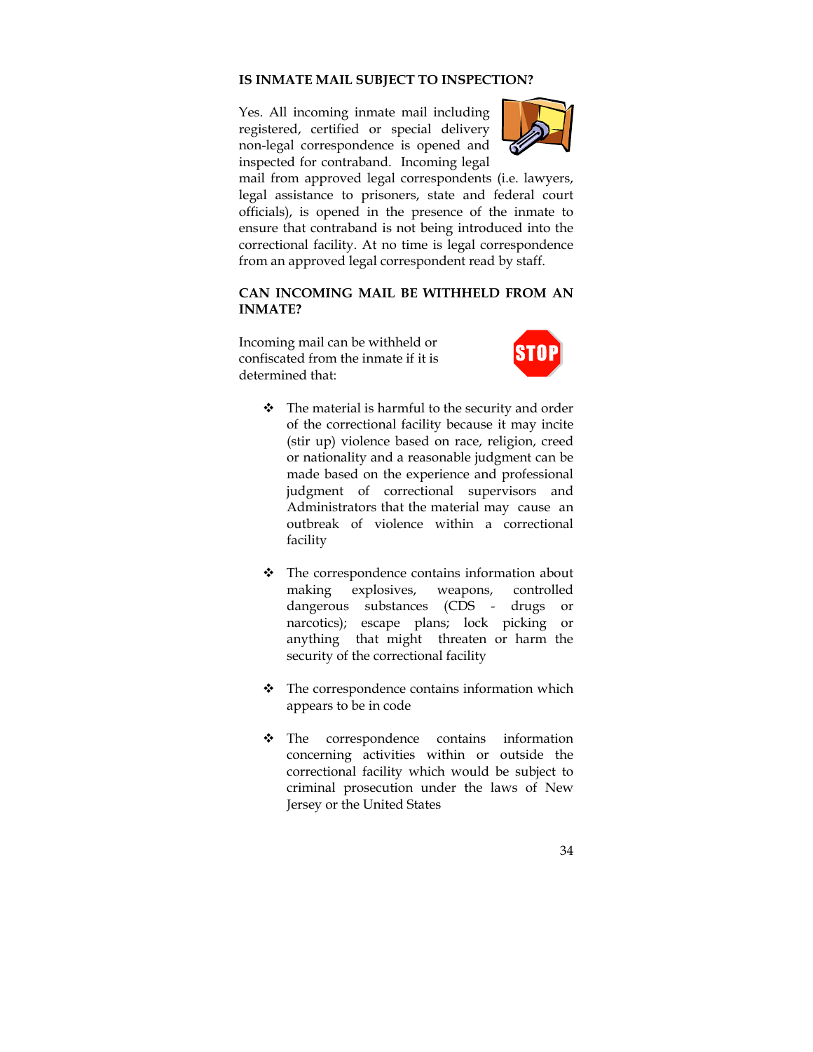### IS INMATE MAIL SUBJECT TO INSPECTION?

Yes. All incoming inmate mail including registered, certified or special delivery non-legal correspondence is opened and inspected for contraband. Incoming legal mail from approved legal correspondents (i.e. lawyers, legal assistance to prisoners, state and federal court officials), is opened in the presence of the inmate to ensure that contraband is not being introduced into the correctional facility. At no time is legal correspondence from an approved legal correspondent read by staff.

### CAN INCOMING MAIL BE WITHHELD FROM AN INMATE?

Incoming mail can be withheld or confiscated from the inmate if it is determined that:

- The material is harmful to the security and order of the correctional facility because it may incite (stir up) violence based on race, religion, creed or nationality and a reasonable judgment can be made based on the experience and professional judgment of correctional supervisors and Administrators that the material may cause an outbreak of violence within a correctional facility

- The correspondence contains information about making explosives, weapons, controlled dangerous substances (CDS - drugs or narcotics); escape plans; lock picking or anything that might threaten or harm the security of the correctional facility

- The correspondence contains information which appears to be in code

- The correspondence contains information concerning activities within or outside the correctional facility which would be subject to criminal prosecution under the laws of New Jersey or the United States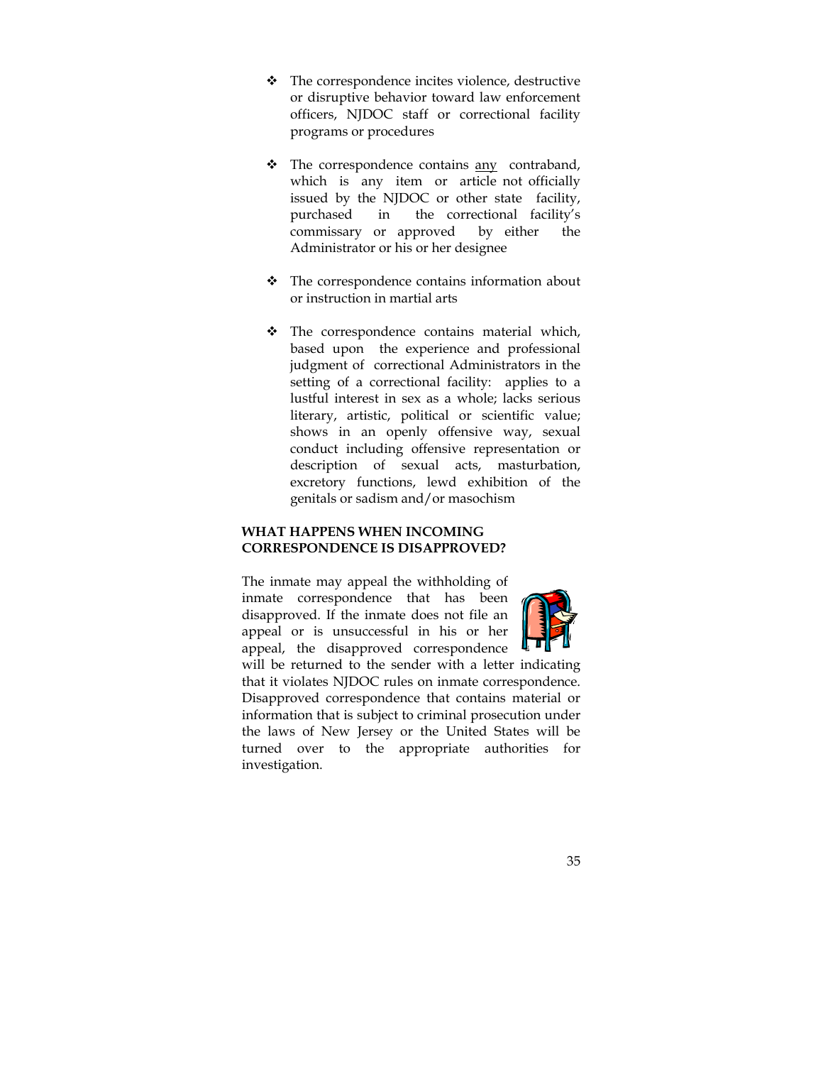- The correspondence incites violence, destructive or disruptive behavior toward law enforcement officers, NJDOC staff or correctional facility programs or procedures

- The correspondence contains <u>any</u> contraband, which is any item or article not officially issued by the NJDOC or other state facility, purchased in the correctional facility's commissary or approved by either the Administrator or his or her designee

- The correspondence contains information about or instruction in martial arts

- The correspondence contains material which, based upon the experience and professional judgment of correctional Administrators in the setting of a correctional facility: applies to a lustful interest in sex as a whole; lacks serious literary, artistic, political or scientific value; shows in an openly offensive way, sexual conduct including offensive representation or description of sexual acts, masturbation, excretory functions, lewd exhibition of the genitals or sadism and/or masochism

**WHAT HAPPENS WHEN INCOMING CORRESPONDENCE IS DISAPPROVED?**

The inmate may appeal the withholding of inmate correspondence that has been disapproved. If the inmate does not file an appeal or is unsuccessful in his or her appeal, the disapproved correspondence will be returned to the sender with a letter indicating that it violates NJDOC rules on inmate correspondence. Disapproved correspondence that contains material or information that is subject to criminal prosecution under the laws of New Jersey or the United States will be turned over to the appropriate authorities for investigation.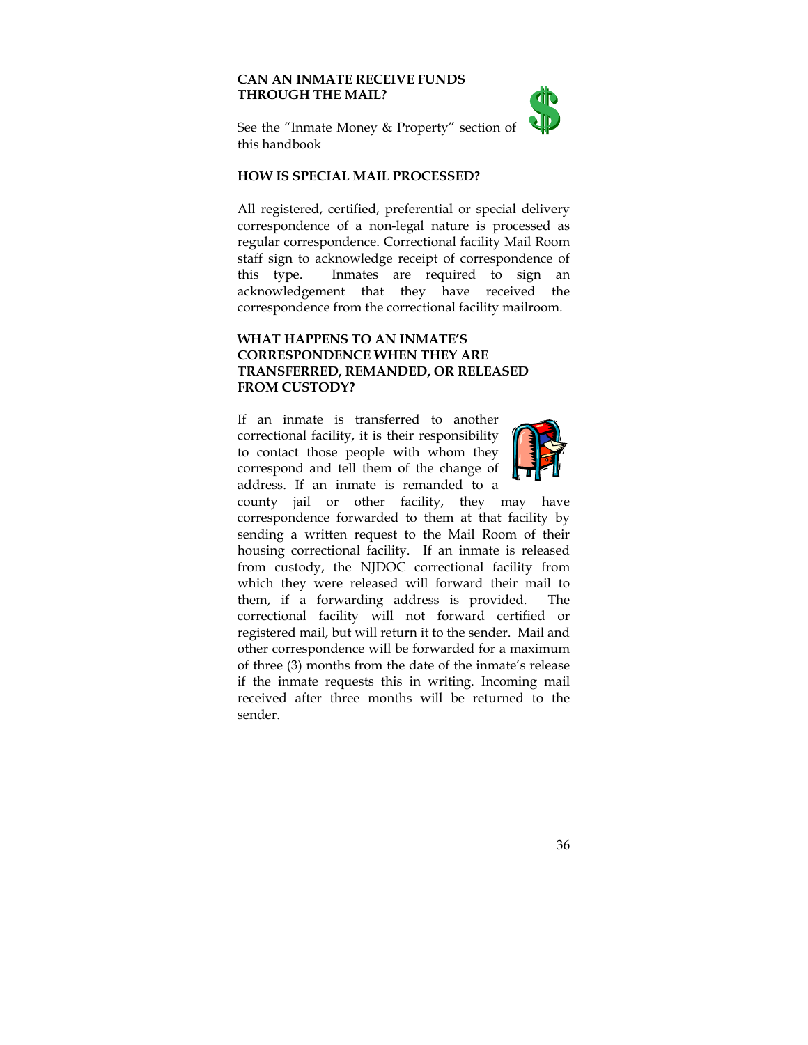### CAN AN INMATE RECEIVE FUNDS THROUGH THE MAIL?

See the "Inmate Money & Property" section of this handbook

### HOW IS SPECIAL MAIL PROCESSED?

All registered, certified, preferential or special delivery correspondence of a non-legal nature is processed as regular correspondence. Correctional facility Mail Room staff sign to acknowledge receipt of correspondence of this type. Inmates are required to sign an acknowledgement that they have received the correspondence from the correctional facility mailroom.

### WHAT HAPPENS TO AN INMATE'S CORRESPONDENCE WHEN THEY ARE TRANSFERRED, REMANDED, OR RELEASED FROM CUSTODY?

If an inmate is transferred to another correctional facility, it is their responsibility to contact those people with whom they correspond and tell them of the change of address. If an inmate is remanded to a county jail or other facility, they may have correspondence forwarded to them at that facility by sending a written request to the Mail Room of their housing correctional facility. If an inmate is released from custody, the NJDOC correctional facility from which they were released will forward their mail to them, if a forwarding address is provided. The correctional facility will not forward certified or registered mail, but will return it to the sender. Mail and other correspondence will be forwarded for a maximum of three (3) months from the date of the inmate's release if the inmate requests this in writing. Incoming mail received after three months will be returned to the sender.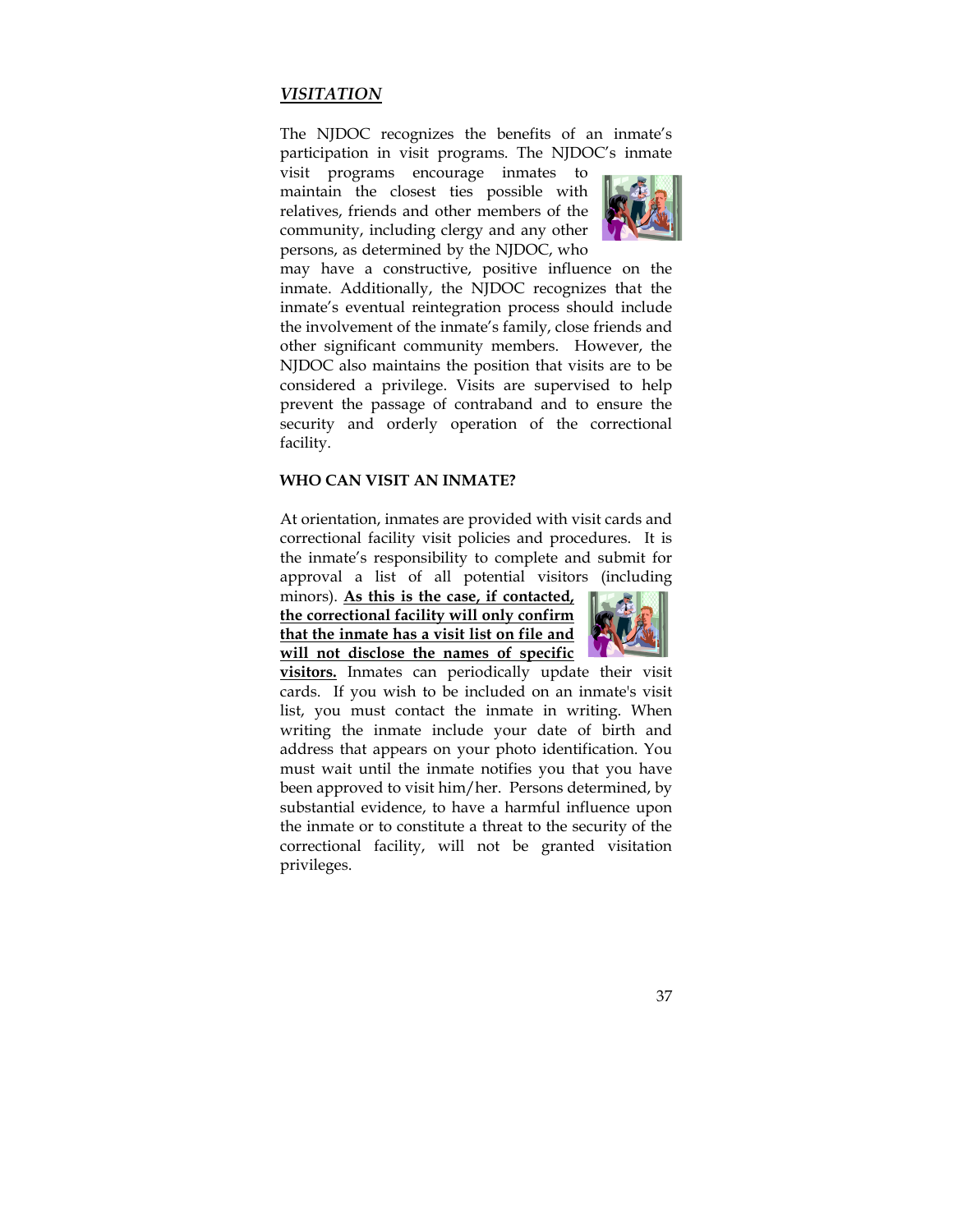## ***VISITATION***

The NJDOC recognizes the benefits of an inmate's participation in visit programs. The NJDOC's inmate visit programs encourage inmates to maintain the closest ties possible with relatives, friends and other members of the community, including clergy and any other persons, as determined by the NJDOC, who may have a constructive, positive influence on the inmate. Additionally, the NJDOC recognizes that the inmate's eventual reintegration process should include the involvement of the inmate's family, close friends and other significant community members. However, the NJDOC also maintains the position that visits are to be considered a privilege. Visits are supervised to help prevent the passage of contraband and to ensure the security and orderly operation of the correctional facility.

### WHO CAN VISIT AN INMATE?

At orientation, inmates are provided with visit cards and correctional facility visit policies and procedures. It is the inmate's responsibility to complete and submit for approval a list of all potential visitors (including minors). **As this is the case, if contacted, the correctional facility will only confirm that the inmate has a visit list on file and will not disclose the names of specific visitors.** Inmates can periodically update their visit cards. If you wish to be included on an inmate's visit list, you must contact the inmate in writing. When writing the inmate include your date of birth and address that appears on your photo identification. You must wait until the inmate notifies you that you have been approved to visit him/her. Persons determined, by substantial evidence, to have a harmful influence upon the inmate or to constitute a threat to the security of the correctional facility, will not be granted visitation privileges.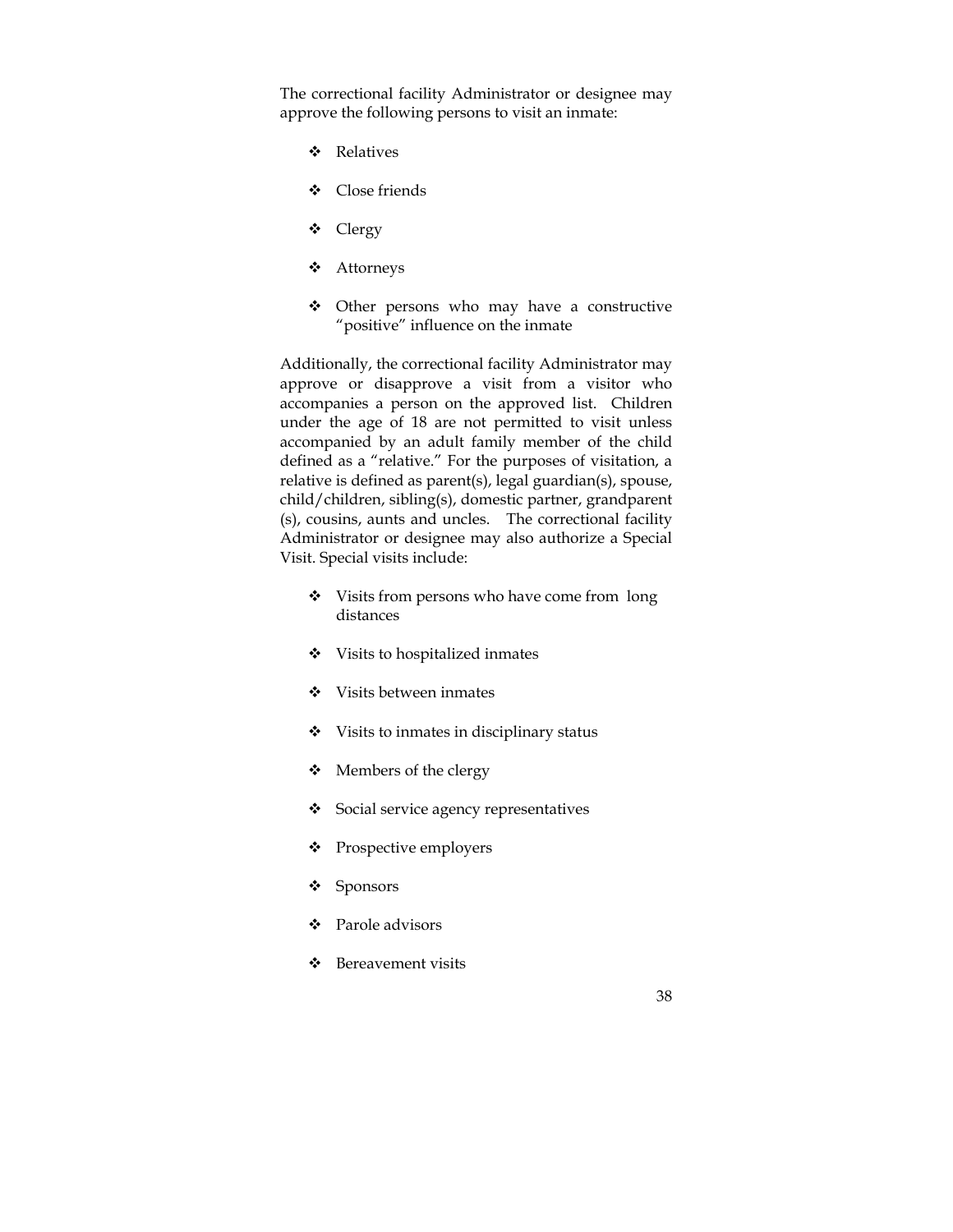The correctional facility Administrator or designee may approve the following persons to visit an inmate:

- Relatives
- Close friends
- Clergy
- Attorneys
- Other persons who may have a constructive "positive" influence on the inmate

Additionally, the correctional facility Administrator may approve or disapprove a visit from a visitor who accompanies a person on the approved list. Children under the age of 18 are not permitted to visit unless accompanied by an adult family member of the child defined as a "relative." For the purposes of visitation, a relative is defined as parent(s), legal guardian(s), spouse, child/children, sibling(s), domestic partner, grandparent (s), cousins, aunts and uncles. The correctional facility Administrator or designee may also authorize a Special Visit. Special visits include:

- Visits from persons who have come from long distances
- Visits to hospitalized inmates
- Visits between inmates
- Visits to inmates in disciplinary status
- Members of the clergy
- Social service agency representatives
- Prospective employers
- Sponsors
- Parole advisors
- Bereavement visits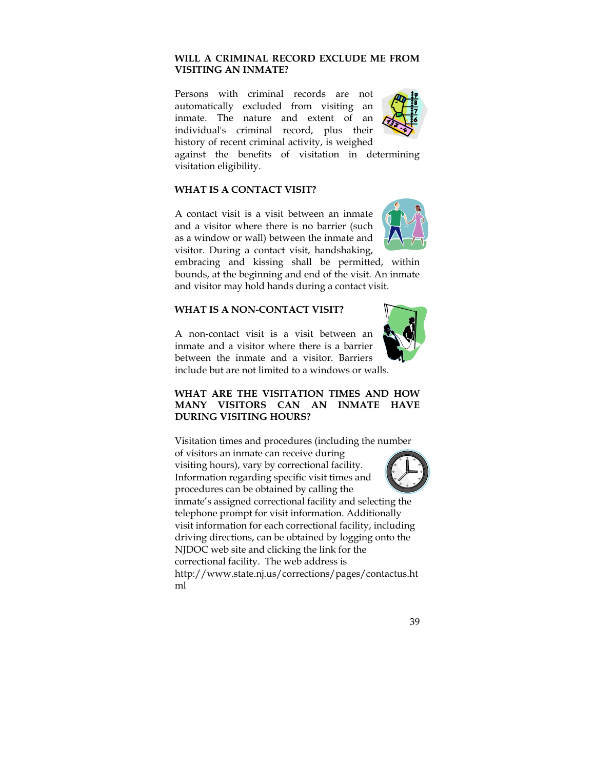**WILL A CRIMINAL RECORD EXCLUDE ME FROM VISITING AN INMATE?**

Persons with criminal records are not automatically excluded from visiting an inmate. The nature and extent of an individual's criminal record, plus their history of recent criminal activity, is weighed against the benefits of visitation in determining visitation eligibility.

**WHAT IS A CONTACT VISIT?**

A contact visit is a visit between an inmate and a visitor where there is no barrier (such as a window or wall) between the inmate and visitor. During a contact visit, handshaking, embracing and kissing shall be permitted, within bounds, at the beginning and end of the visit. An inmate and visitor may hold hands during a contact visit.

**WHAT IS A NON-CONTACT VISIT?**

A non-contact visit is a visit between an inmate and a visitor where there is a barrier between the inmate and a visitor. Barriers include but are not limited to a windows or walls.

**WHAT ARE THE VISITATION TIMES AND HOW MANY VISITORS CAN AN INMATE HAVE DURING VISITING HOURS?**

Visitation times and procedures (including the number of visitors an inmate can receive during visiting hours), vary by correctional facility. Information regarding specific visit times and procedures can be obtained by calling the inmate's assigned correctional facility and selecting the telephone prompt for visit information. Additionally visit information for each correctional facility, including driving directions, can be obtained by logging onto the NJDOC web site and clicking the link for the correctional facility. The web address is http://www.state.nj.us/corrections/pages/contactus.html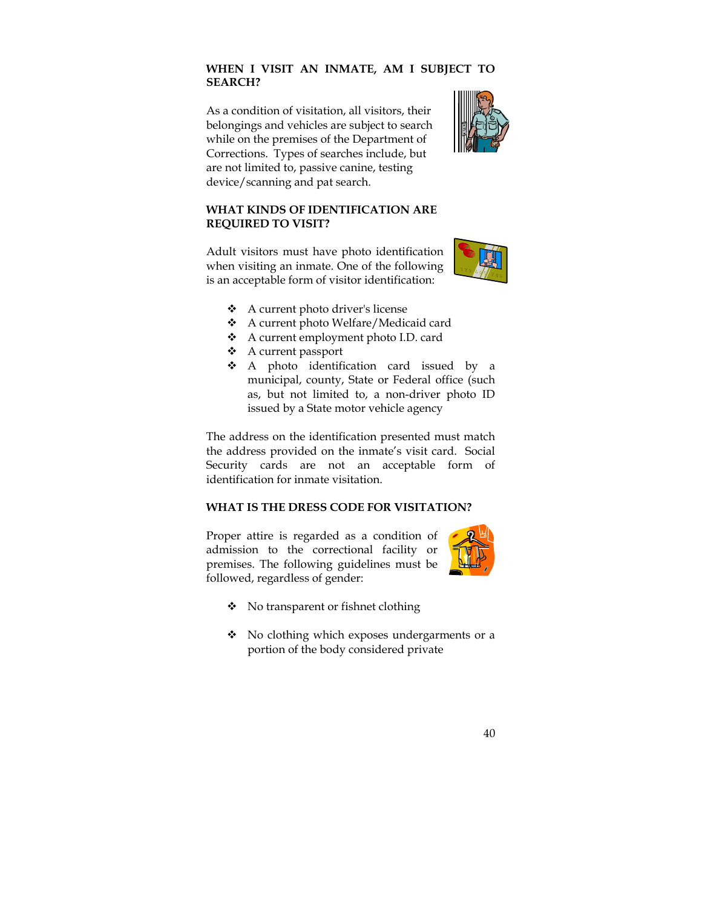## WHEN I VISIT AN INMATE, AM I SUBJECT TO SEARCH?

As a condition of visitation, all visitors, their belongings and vehicles are subject to search while on the premises of the Department of Corrections. Types of searches include, but are not limited to, passive canine, testing device/scanning and pat search.

## WHAT KINDS OF IDENTIFICATION ARE REQUIRED TO VISIT?

Adult visitors must have photo identification when visiting an inmate. One of the following is an acceptable form of visitor identification:

- A current photo driver's license
- A current photo Welfare/Medicaid card
- A current employment photo I.D. card
- A current passport
- A photo identification card issued by a municipal, county, State or Federal office (such as, but not limited to, a non-driver photo ID issued by a State motor vehicle agency

The address on the identification presented must match the address provided on the inmate's visit card. Social Security cards are not an acceptable form of identification for inmate visitation.

## WHAT IS THE DRESS CODE FOR VISITATION?

Proper attire is regarded as a condition of admission to the correctional facility or premises. The following guidelines must be followed, regardless of gender:

- No transparent or fishnet clothing
- No clothing which exposes undergarments or a portion of the body considered private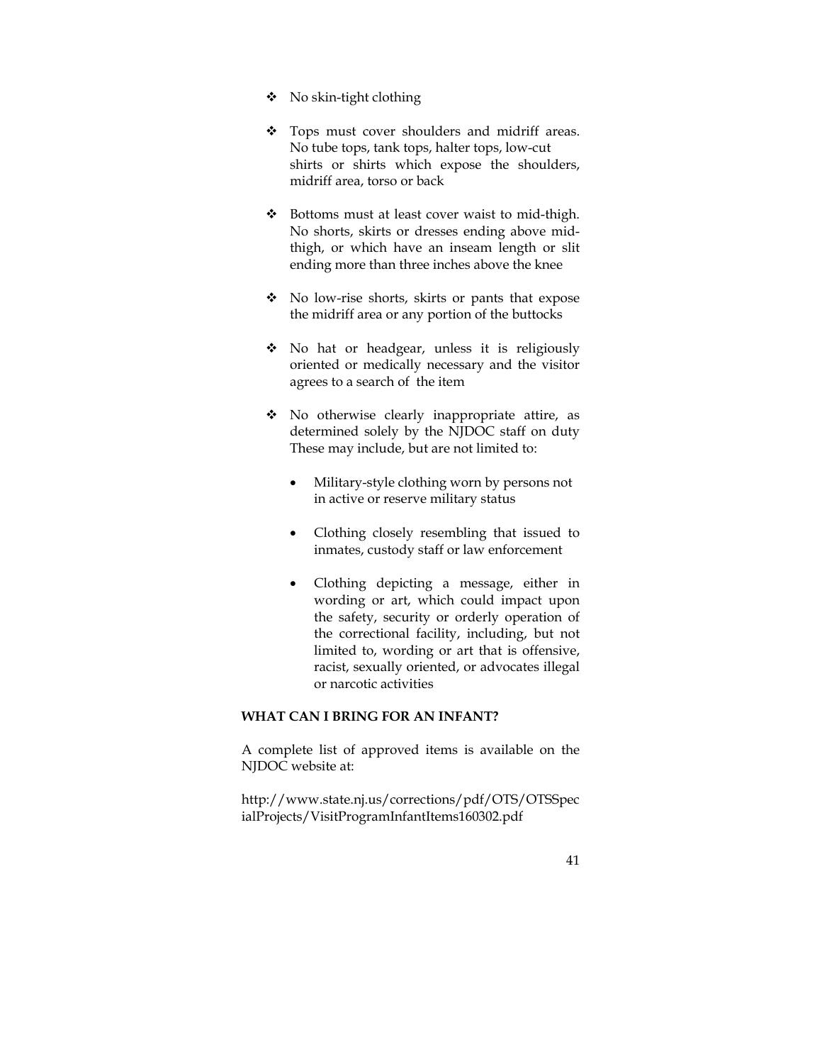- No skin-tight clothing
- Tops must cover shoulders and midriff areas. No tube tops, tank tops, halter tops, low-cut shirts or shirts which expose the shoulders, midriff area, torso or back
- Bottoms must at least cover waist to mid-thigh. No shorts, skirts or dresses ending above mid-thigh, or which have an inseam length or slit ending more than three inches above the knee
- No low-rise shorts, skirts or pants that expose the midriff area or any portion of the buttocks
- No hat or headgear, unless it is religiously oriented or medically necessary and the visitor agrees to a search of the item
- No otherwise clearly inappropriate attire, as determined solely by the NJDOC staff on duty These may include, but are not limited to:
    - Military-style clothing worn by persons not in active or reserve military status
    - Clothing closely resembling that issued to inmates, custody staff or law enforcement
    - Clothing depicting a message, either in wording or art, which could impact upon the safety, security or orderly operation of the correctional facility, including, but not limited to, wording or art that is offensive, racist, sexually oriented, or advocates illegal or narcotic activities

**WHAT CAN I BRING FOR AN INFANT?**

A complete list of approved items is available on the NJDOC website at:

http://www.state.nj.us/corrections/pdf/OTS/OTSSpecialProjects/VisitProgramInfantItems160302.pdf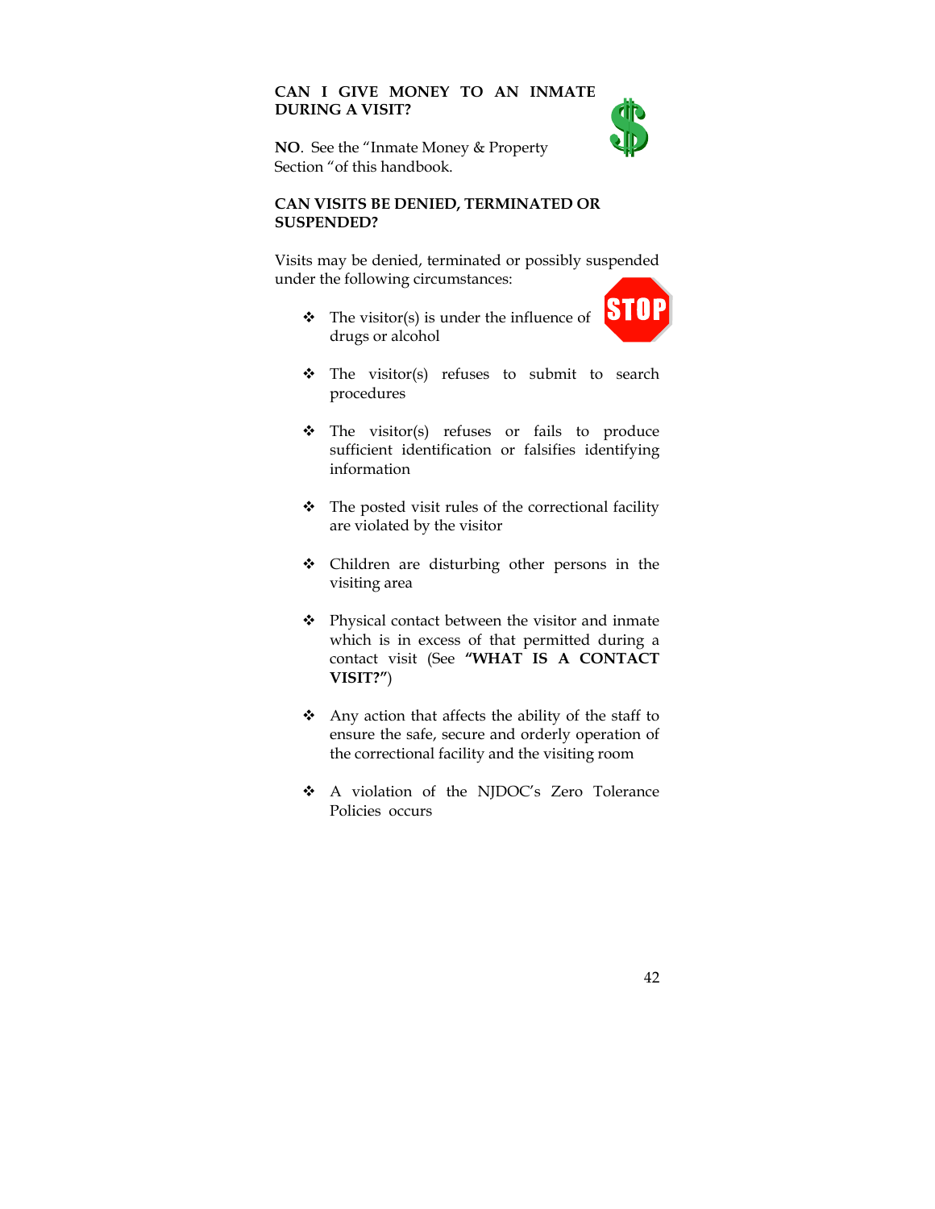## CAN I GIVE MONEY TO AN INMATE DURING A VISIT?

**NO**. See the "Inmate Money & Property Section "of this handbook.

## CAN VISITS BE DENIED, TERMINATED OR SUSPENDED?

Visits may be denied, terminated or possibly suspended under the following circumstances:

- The visitor(s) is under the influence of drugs or alcohol
- The visitor(s) refuses to submit to search procedures
- The visitor(s) refuses or fails to produce sufficient identification or falsifies identifying information
- The posted visit rules of the correctional facility are violated by the visitor
- Children are disturbing other persons in the visiting area
- Physical contact between the visitor and inmate which is in excess of that permitted during a contact visit (See **"WHAT IS A CONTACT VISIT?"**)
- Any action that affects the ability of the staff to ensure the safe, secure and orderly operation of the correctional facility and the visiting room
- A violation of the NJDOC's Zero Tolerance Policies occurs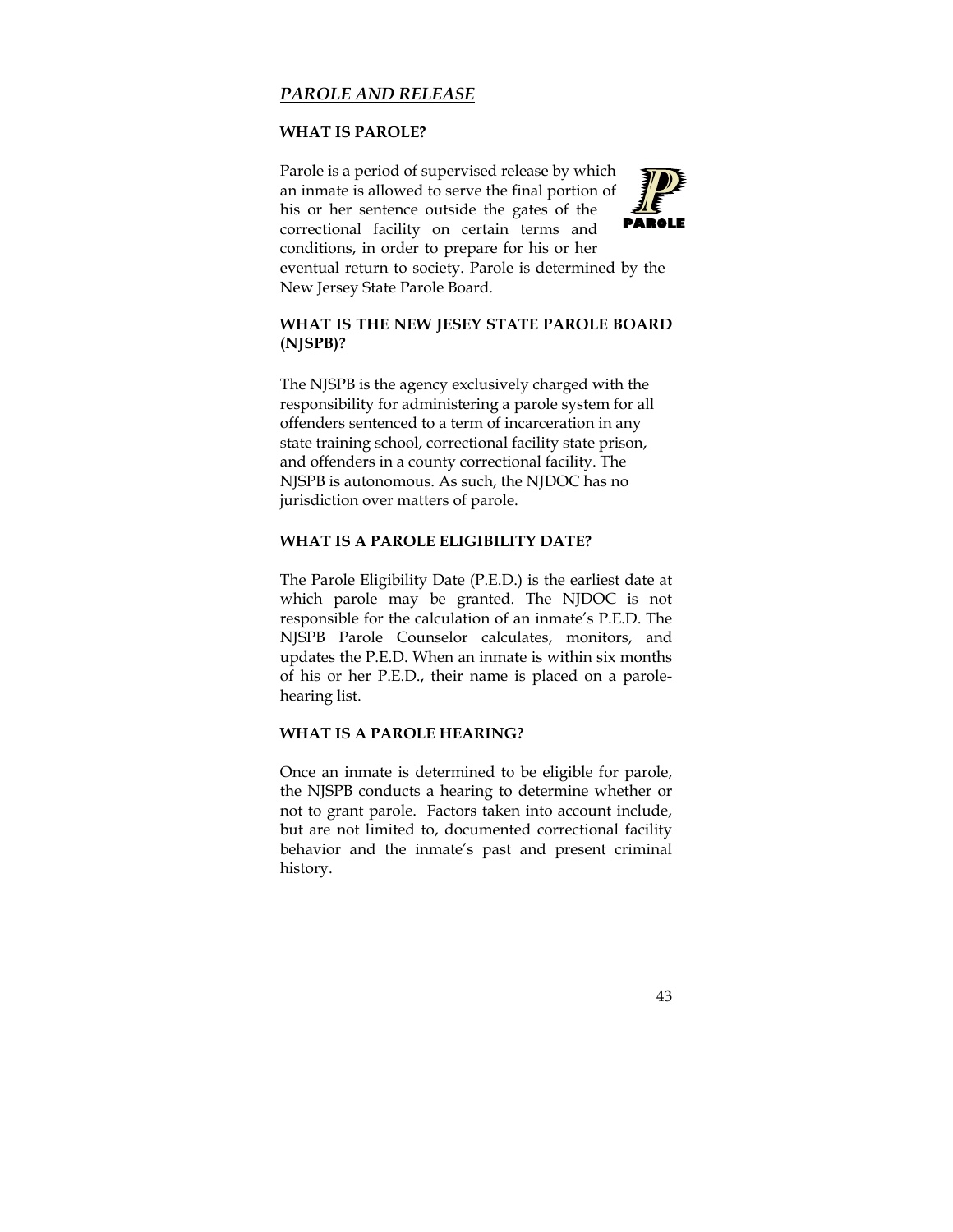## *PAROLE AND RELEASE*

### WHAT IS PAROLE?

Parole is a period of supervised release by which an inmate is allowed to serve the final portion of his or her sentence outside the gates of the correctional facility on certain terms and conditions, in order to prepare for his or her eventual return to society. Parole is determined by the New Jersey State Parole Board.

### WHAT IS THE NEW JESEY STATE PAROLE BOARD (NJSPB)?

The NJSPB is the agency exclusively charged with the responsibility for administering a parole system for all offenders sentenced to a term of incarceration in any state training school, correctional facility state prison, and offenders in a county correctional facility. The NJSPB is autonomous. As such, the NJDOC has no jurisdiction over matters of parole.

### WHAT IS A PAROLE ELIGIBILITY DATE?

The Parole Eligibility Date (P.E.D.) is the earliest date at which parole may be granted. The NJDOC is not responsible for the calculation of an inmate's P.E.D. The NJSPB Parole Counselor calculates, monitors, and updates the P.E.D. When an inmate is within six months of his or her P.E.D., their name is placed on a parole-hearing list.

### WHAT IS A PAROLE HEARING?

Once an inmate is determined to be eligible for parole, the NJSPB conducts a hearing to determine whether or not to grant parole. Factors taken into account include, but are not limited to, documented correctional facility behavior and the inmate's past and present criminal history.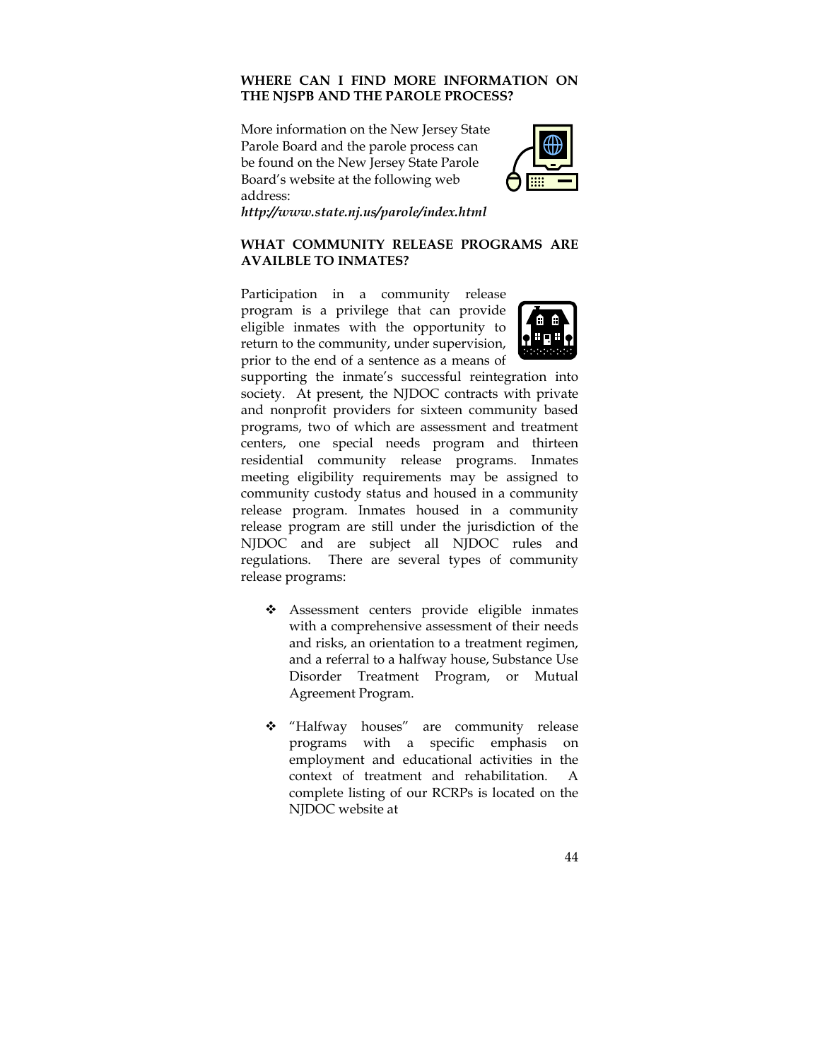### WHERE CAN I FIND MORE INFORMATION ON THE NJSPB AND THE PAROLE PROCESS?

More information on the New Jersey State Parole Board and the parole process can be found on the New Jersey State Parole Board's website at the following web address:
***http://www.state.nj.us/parole/index.html***

### WHAT COMMUNITY RELEASE PROGRAMS ARE AVAILBLE TO INMATES?

Participation in a community release program is a privilege that can provide eligible inmates with the opportunity to return to the community, under supervision, prior to the end of a sentence as a means of supporting the inmate's successful reintegration into society. At present, the NJDOC contracts with private and nonprofit providers for sixteen community based programs, two of which are assessment and treatment centers, one special needs program and thirteen residential community release programs. Inmates meeting eligibility requirements may be assigned to community custody status and housed in a community release program. Inmates housed in a community release program are still under the jurisdiction of the NJDOC and are subject all NJDOC rules and regulations. There are several types of community release programs:

- Assessment centers provide eligible inmates with a comprehensive assessment of their needs and risks, an orientation to a treatment regimen, and a referral to a halfway house, Substance Use Disorder Treatment Program, or Mutual Agreement Program.

- "Halfway houses" are community release programs with a specific emphasis on employment and educational activities in the context of treatment and rehabilitation. A complete listing of our RCRPs is located on the NJDOC website at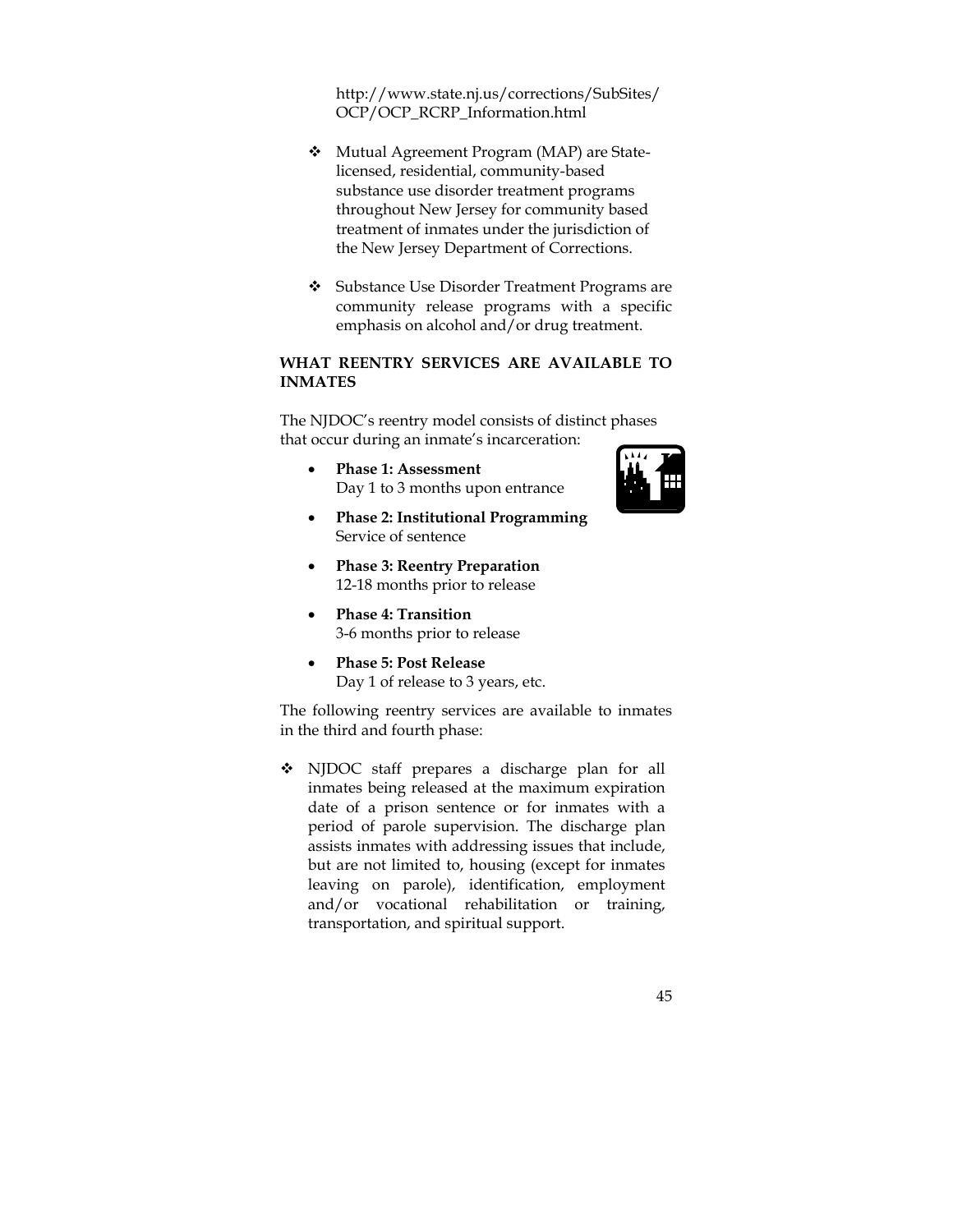http://www.state.nj.us/corrections/SubSites/OCP/OCP_RCRP_Information.html

- Mutual Agreement Program (MAP) are State-licensed, residential, community-based substance use disorder treatment programs throughout New Jersey for community based treatment of inmates under the jurisdiction of the New Jersey Department of Corrections.

- Substance Use Disorder Treatment Programs are community release programs with a specific emphasis on alcohol and/or drug treatment.

**WHAT REENTRY SERVICES ARE AVAILABLE TO INMATES**

The NJDOC's reentry model consists of distinct phases that occur during an inmate's incarceration:

- **Phase 1: Assessment**
  Day 1 to 3 months upon entrance
- **Phase 2: Institutional Programming**
  Service of sentence
- **Phase 3: Reentry Preparation**
  12-18 months prior to release
- **Phase 4: Transition**
  3-6 months prior to release
- **Phase 5: Post Release**
  Day 1 of release to 3 years, etc.

The following reentry services are available to inmates in the third and fourth phase:

- NJDOC staff prepares a discharge plan for all inmates being released at the maximum expiration date of a prison sentence or for inmates with a period of parole supervision. The discharge plan assists inmates with addressing issues that include, but are not limited to, housing (except for inmates leaving on parole), identification, employment and/or vocational rehabilitation or training, transportation, and spiritual support.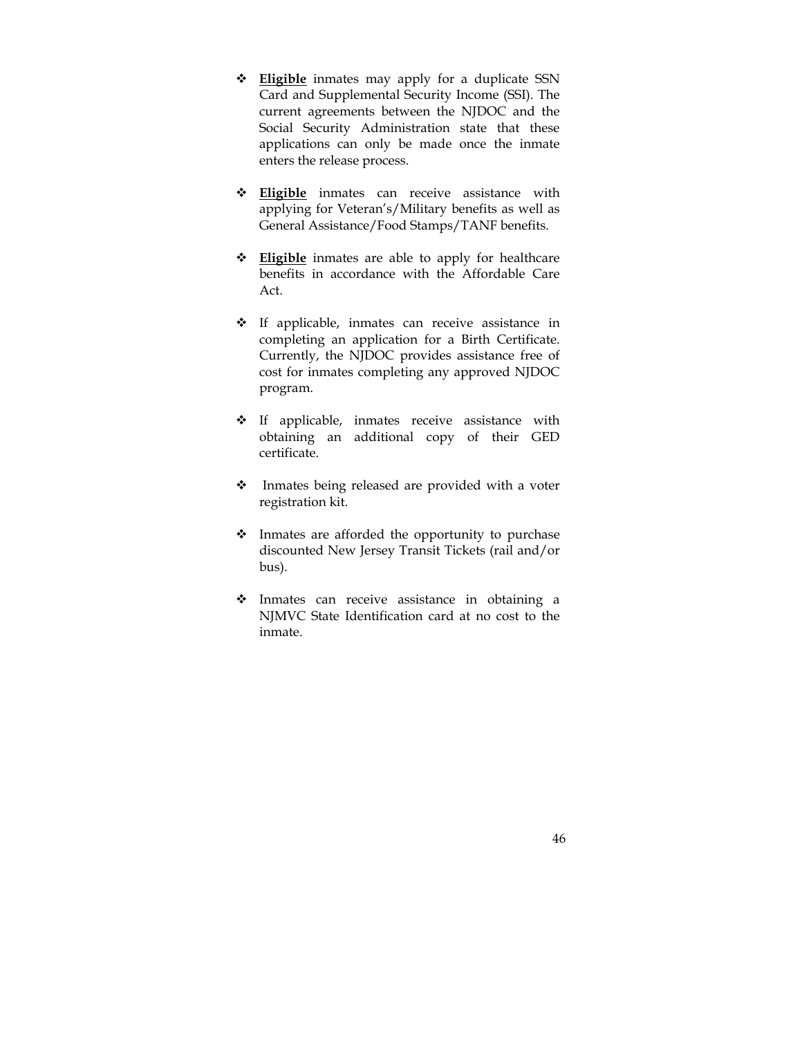- **<u>Eligible</u>** inmates may apply for a duplicate SSN Card and Supplemental Security Income (SSI). The current agreements between the NJDOC and the Social Security Administration state that these applications can only be made once the inmate enters the release process.

- **<u>Eligible</u>** inmates can receive assistance with applying for Veteran's/Military benefits as well as General Assistance/Food Stamps/TANF benefits.

- **<u>Eligible</u>** inmates are able to apply for healthcare benefits in accordance with the Affordable Care Act.

- If applicable, inmates can receive assistance in completing an application for a Birth Certificate. Currently, the NJDOC provides assistance free of cost for inmates completing any approved NJDOC program.

- If applicable, inmates receive assistance with obtaining an additional copy of their GED certificate.

- Inmates being released are provided with a voter registration kit.

- Inmates are afforded the opportunity to purchase discounted New Jersey Transit Tickets (rail and/or bus).

- Inmates can receive assistance in obtaining a NJMVC State Identification card at no cost to the inmate.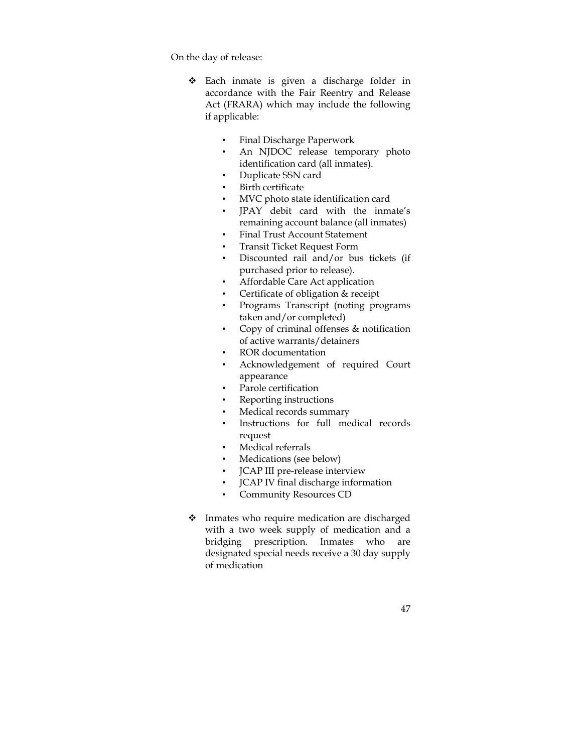On the day of release:

- Each inmate is given a discharge folder in accordance with the Fair Reentry and Release Act (FRARA) which may include the following if applicable:

    - Final Discharge Paperwork
    - An NJDOC release temporary photo identification card (all inmates).
    - Duplicate SSN card
    - Birth certificate
    - MVC photo state identification card
    - JPAY debit card with the inmate's remaining account balance (all inmates)
    - Final Trust Account Statement
    - Transit Ticket Request Form
    - Discounted rail and/or bus tickets (if purchased prior to release).
    - Affordable Care Act application
    - Certificate of obligation & receipt
    - Programs Transcript (noting programs taken and/or completed)
    - Copy of criminal offenses & notification of active warrants/detainers
    - ROR documentation
    - Acknowledgement of required Court appearance
    - Parole certification
    - Reporting instructions
    - Medical records summary
    - Instructions for full medical records request
    - Medical referrals
    - Medications (see below)
    - JCAP III pre-release interview
    - JCAP IV final discharge information
    - Community Resources CD

- Inmates who require medication are discharged with a two week supply of medication and a bridging prescription. Inmates who are designated special needs receive a 30 day supply of medication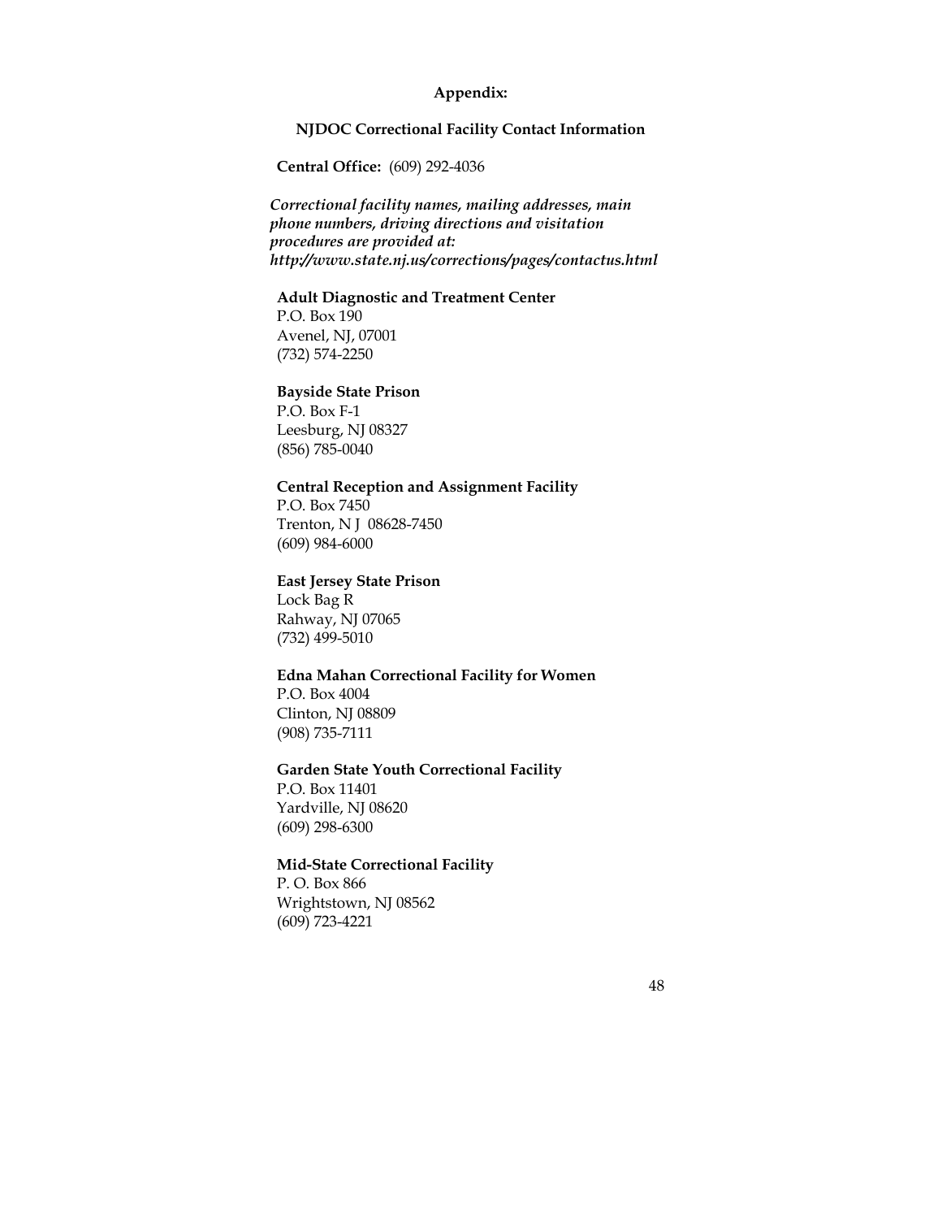## Appendix:

### NJDOC Correctional Facility Contact Information

**Central Office:** (609) 292-4036

***Correctional facility names, mailing addresses, main phone numbers, driving directions and visitation procedures are provided at: http://www.state.nj.us/corrections/pages/contactus.html***

**Adult Diagnostic and Treatment Center**
P.O. Box 190
Avenel, NJ, 07001
(732) 574-2250

**Bayside State Prison**
P.O. Box F-1
Leesburg, NJ 08327
(856) 785-0040

**Central Reception and Assignment Facility**
P.O. Box 7450
Trenton, N J 08628-7450
(609) 984-6000

**East Jersey State Prison**
Lock Bag R
Rahway, NJ 07065
(732) 499-5010

**Edna Mahan Correctional Facility for Women**
P.O. Box 4004
Clinton, NJ 08809
(908) 735-7111

**Garden State Youth Correctional Facility**
P.O. Box 11401
Yardville, NJ 08620
(609) 298-6300

**Mid-State Correctional Facility**
P. O. Box 866
Wrightstown, NJ 08562
(609) 723-4221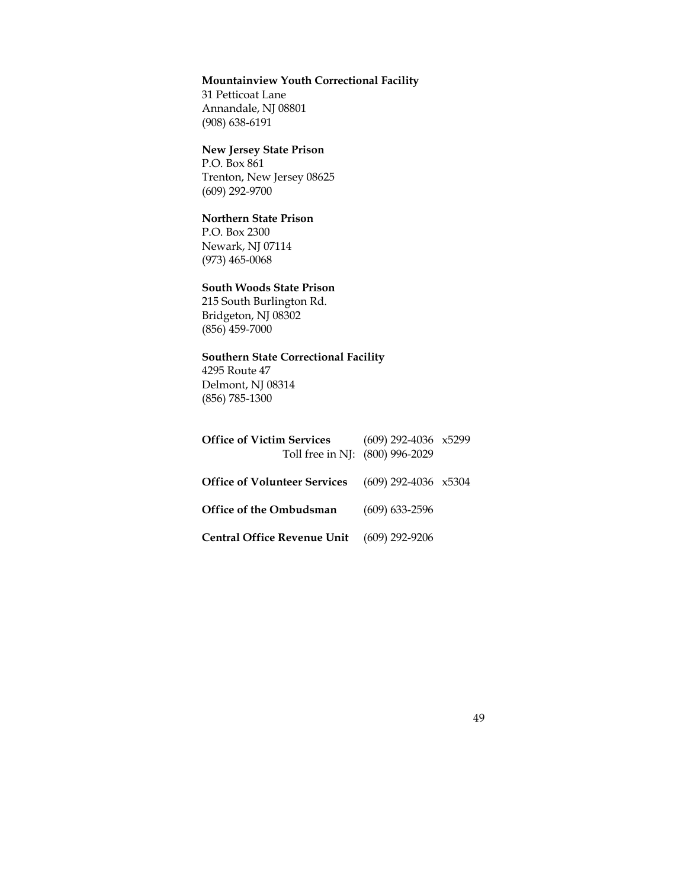**Mountainview Youth Correctional Facility**
31 Petticoat Lane
Annandale, NJ 08801
(908) 638-6191

**New Jersey State Prison**
P.O. Box 861
Trenton, New Jersey 08625
(609) 292-9700

**Northern State Prison**
P.O. Box 2300
Newark, NJ 07114
(973) 465-0068

**South Woods State Prison**
215 South Burlington Rd.
Bridgeton, NJ 08302
(856) 459-7000

**Southern State Correctional Facility**
4295 Route 47
Delmont, NJ 08314
(856) 785-1300

| | | |
|---|---|---|
| **Office of Victim Services** | (609) 292-4036 | x5299 |
| Toll free in NJ: | (800) 996-2029 | |
| **Office of Volunteer Services** | (609) 292-4036 | x5304 |
| **Office of the Ombudsman** | (609) 633-2596 | |
| **Central Office Revenue Unit** | (609) 292-9206 | |